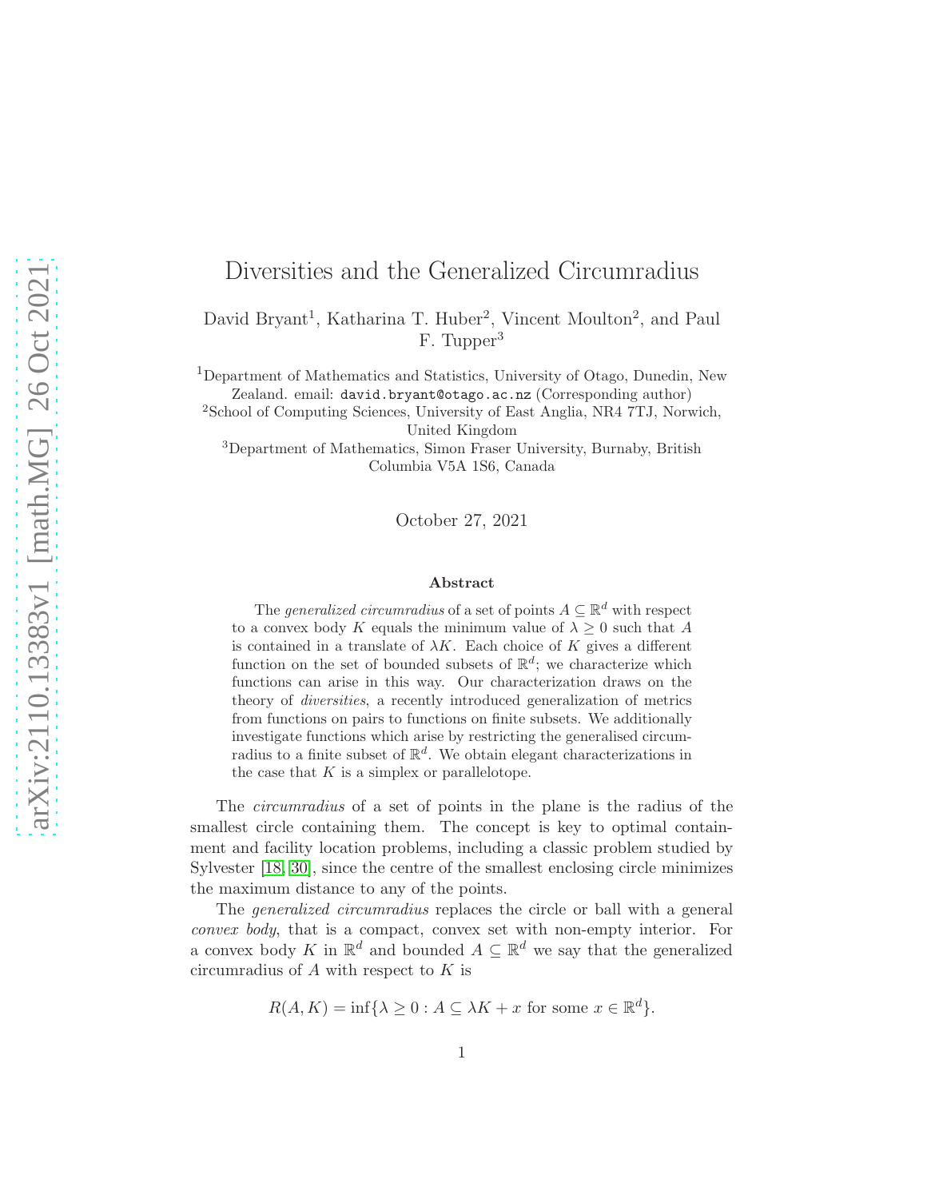# Diversities and the Generalized Circumradius

David Bryant[1], Katharina T. Huber[2], Vincent Moulton[2], and Paul F. Tupper[3]

[1]Department of Mathematics and Statistics, University of Otago, Dunedin, New Zealand. email: david.bryant@otago.ac.nz (Corresponding author)
[2]School of Computing Sciences, University of East Anglia, NR4 7TJ, Norwich, United Kingdom
[3]Department of Mathematics, Simon Fraser University, Burnaby, British Columbia V5A 1S6, Canada

October 27, 2021

### Abstract

The *generalized circumradius* of a set of points $A \subseteq \mathbb{R}^d$ with respect to a convex body $K$ equals the minimum value of $\lambda \geq 0$ such that $A$ is contained in a translate of $\lambda K$. Each choice of $K$ gives a different function on the set of bounded subsets of $\mathbb{R}^d$; we characterize which functions can arise in this way. Our characterization draws on the theory of *diversities*, a recently introduced generalization of metrics from functions on pairs to functions on finite subsets. We additionally investigate functions which arise by restricting the generalised circumradius to a finite subset of $\mathbb{R}^d$. We obtain elegant characterizations in the case that $K$ is a simplex or parallelotope.

The *circumradius* of a set of points in the plane is the radius of the smallest circle containing them. The concept is key to optimal containment and facility location problems, including a classic problem studied by Sylvester [18, 30], since the centre of the smallest enclosing circle minimizes the maximum distance to any of the points.

The *generalized circumradius* replaces the circle or ball with a general *convex body*, that is a compact, convex set with non-empty interior. For a convex body $K$ in $\mathbb{R}^d$ and bounded $A \subseteq \mathbb{R}^d$ we say that the generalized circumradius of $A$ with respect to $K$ is

$$R(A, K) = \inf\{\lambda \geq 0 : A \subseteq \lambda K + x \text{ for some } x \in \mathbb{R}^d\}.$$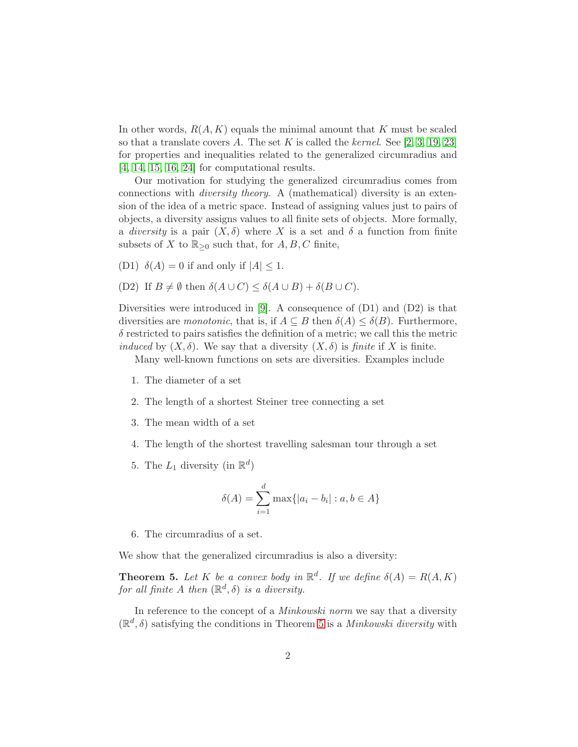In other words, $R(A, K)$ equals the minimal amount that $K$ must be scaled so that a translate covers $A$. The set $K$ is called the *kernel*. See [2, 3, 19, 23] for properties and inequalities related to the generalized circumradius and [4, 14, 15, 16, 24] for computational results.

Our motivation for studying the generalized circumradius comes from connections with *diversity theory*. A (mathematical) diversity is an extension of the idea of a metric space. Instead of assigning values just to pairs of objects, a diversity assigns values to all finite sets of objects. More formally, a *diversity* is a pair $(X, \delta)$ where $X$ is a set and $\delta$ a function from finite subsets of $X$ to $\mathbb{R}_{\geq 0}$ such that, for $A, B, C$ finite,

(D1) $\delta(A) = 0$ if and only if $|A| \leq 1$.

(D2) If $B \neq \emptyset$ then $\delta(A \cup C) \leq \delta(A \cup B) + \delta(B \cup C)$.

Diversities were introduced in [9]. A consequence of (D1) and (D2) is that diversities are *monotonic*, that is, if $A \subseteq B$ then $\delta(A) \leq \delta(B)$. Furthermore, $\delta$ restricted to pairs satisfies the definition of a metric; we call this the metric *induced* by $(X, \delta)$. We say that a diversity $(X, \delta)$ is *finite* if $X$ is finite.

Many well-known functions on sets are diversities. Examples include

1. The diameter of a set
2. The length of a shortest Steiner tree connecting a set
3. The mean width of a set
4. The length of the shortest travelling salesman tour through a set
5. The $L_1$ diversity (in $\mathbb{R}^d$)

$$\delta(A) = \sum_{i=1}^{d} \max\{|a_i - b_i| : a, b \in A\}$$

6. The circumradius of a set.

We show that the generalized circumradius is also a diversity:

**Theorem 5.** *Let $K$ be a convex body in $\mathbb{R}^d$. If we define $\delta(A) = R(A, K)$ for all finite $A$ then $(\mathbb{R}^d, \delta)$ is a diversity.*

In reference to the concept of a *Minkowski norm* we say that a diversity $(\mathbb{R}^d, \delta)$ satisfying the conditions in Theorem 5 is a *Minkowski diversity* with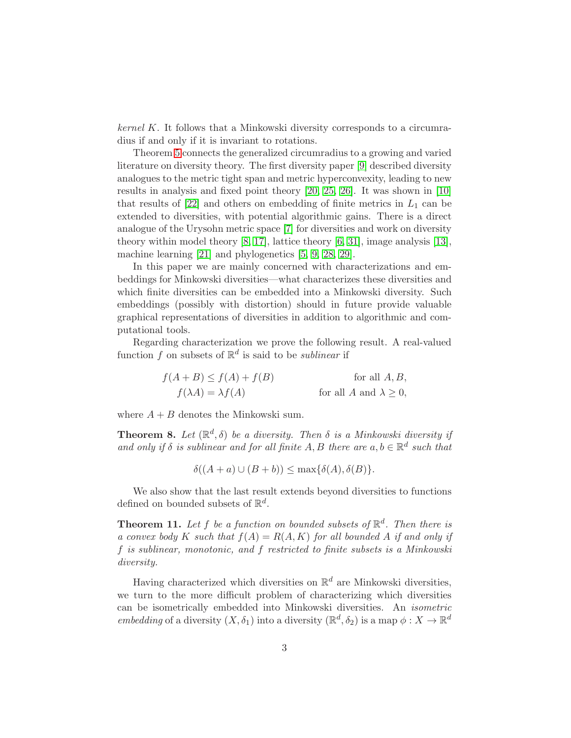*kernel* $K$. It follows that a Minkowski diversity corresponds to a circumradius if and only if it is invariant to rotations.

Theorem 5 connects the generalized circumradius to a growing and varied literature on diversity theory. The first diversity paper [9] described diversity analogues to the metric tight span and metric hyperconvexity, leading to new results in analysis and fixed point theory [20, 25, 26]. It was shown in [10] that results of [22] and others on embedding of finite metrics in $L_1$ can be extended to diversities, with potential algorithmic gains. There is a direct analogue of the Urysohn metric space [7] for diversities and work on diversity theory within model theory [8, 17], lattice theory [6, 31], image analysis [13], machine learning [21] and phylogenetics [5, 9, 28, 29].

In this paper we are mainly concerned with characterizations and embeddings for Minkowski diversities—what characterizes these diversities and which finite diversities can be embedded into a Minkowski diversity. Such embeddings (possibly with distortion) should in future provide valuable graphical representations of diversities in addition to algorithmic and computational tools.

Regarding characterization we prove the following result. A real-valued function $f$ on subsets of $\mathbb{R}^d$ is said to be *sublinear* if

$$
\begin{aligned}
f(A+B) &\leq f(A) + f(B) && \text{for all } A, B, \\
f(\lambda A) &= \lambda f(A) && \text{for all } A \text{ and } \lambda \geq 0,
\end{aligned}
$$

where $A + B$ denotes the Minkowski sum.

**Theorem 8.** *Let $(\mathbb{R}^d, \delta)$ be a diversity. Then $\delta$ is a Minkowski diversity if and only if $\delta$ is sublinear and for all finite $A, B$ there are $a, b \in \mathbb{R}^d$ such that*

$$\delta((A + a) \cup (B + b)) \leq \max\{\delta(A), \delta(B)\}.$$

We also show that the last result extends beyond diversities to functions defined on bounded subsets of $\mathbb{R}^d$.

**Theorem 11.** *Let $f$ be a function on bounded subsets of $\mathbb{R}^d$. Then there is a convex body $K$ such that $f(A) = R(A, K)$ for all bounded $A$ if and only if $f$ is sublinear, monotonic, and $f$ restricted to finite subsets is a Minkowski diversity.*

Having characterized which diversities on $\mathbb{R}^d$ are Minkowski diversities, we turn to the more difficult problem of characterizing which diversities can be isometrically embedded into Minkowski diversities. An *isometric embedding* of a diversity $(X, \delta_1)$ into a diversity $(\mathbb{R}^d, \delta_2)$ is a map $\phi : X \to \mathbb{R}^d$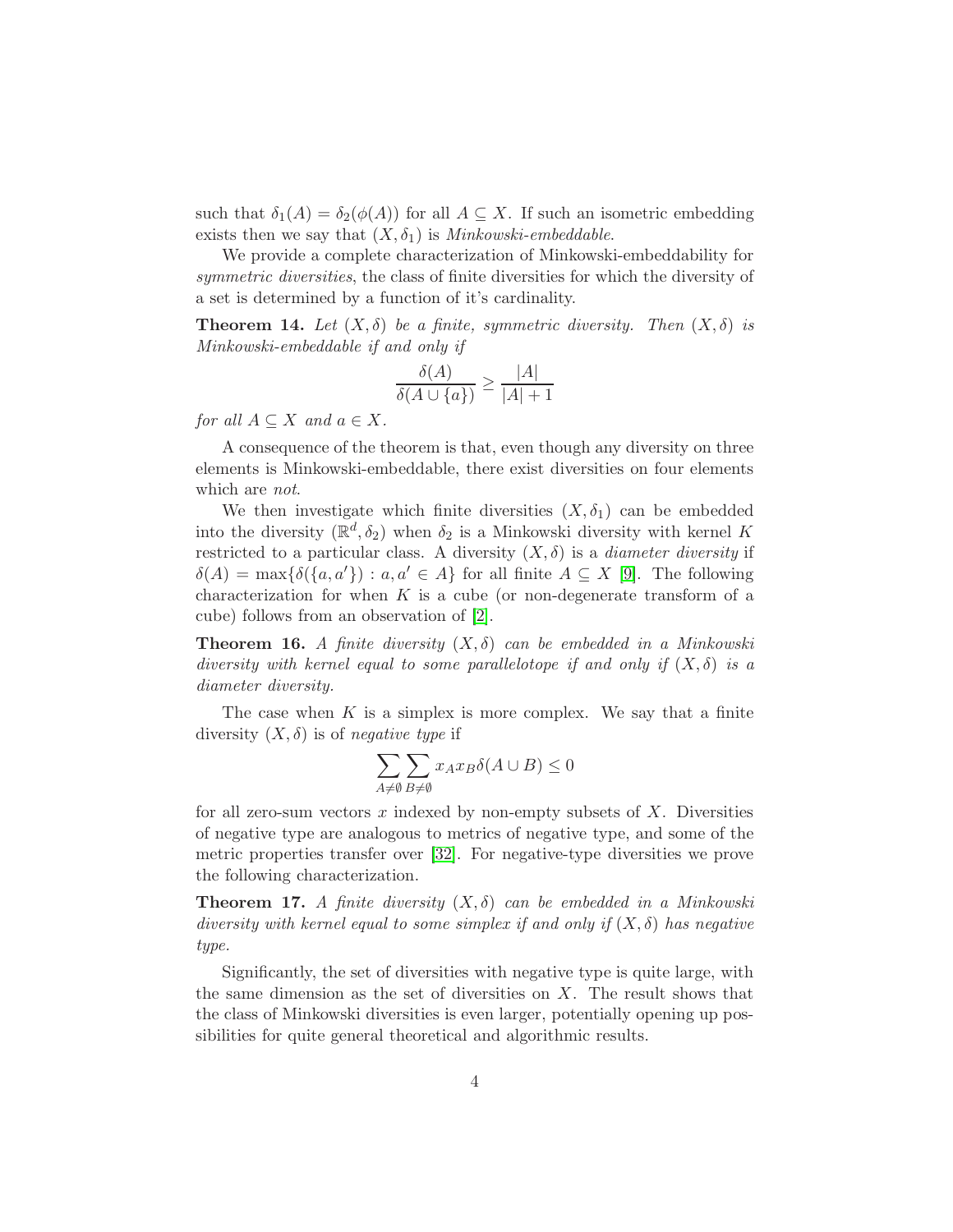such that $\delta_1(A) = \delta_2(\phi(A))$ for all $A \subseteq X$. If such an isometric embedding exists then we say that $(X, \delta_1)$ is *Minkowski-embeddable*.

We provide a complete characterization of Minkowski-embeddability for *symmetric diversities*, the class of finite diversities for which the diversity of a set is determined by a function of it's cardinality.

**Theorem 14.** *Let $(X, \delta)$ be a finite, symmetric diversity. Then $(X, \delta)$ is Minkowski-embeddable if and only if*

$$\frac{\delta(A)}{\delta(A \cup \{a\})} \geq \frac{|A|}{|A|+1}$$

*for all $A \subseteq X$ and $a \in X$.*

A consequence of the theorem is that, even though any diversity on three elements is Minkowski-embeddable, there exist diversities on four elements which are *not*.

We then investigate which finite diversities $(X, \delta_1)$ can be embedded into the diversity $(\mathbb{R}^d, \delta_2)$ when $\delta_2$ is a Minkowski diversity with kernel $K$ restricted to a particular class. A diversity $(X, \delta)$ is a *diameter diversity* if $\delta(A) = \max\{\delta(\{a, a'\}) : a, a' \in A\}$ for all finite $A \subseteq X$ [9]. The following characterization for when $K$ is a cube (or non-degenerate transform of a cube) follows from an observation of [2].

**Theorem 16.** *A finite diversity $(X, \delta)$ can be embedded in a Minkowski diversity with kernel equal to some parallelotope if and only if $(X, \delta)$ is a diameter diversity.*

The case when $K$ is a simplex is more complex. We say that a finite diversity $(X, \delta)$ is of *negative type* if

$$\sum_{A \neq \emptyset} \sum_{B \neq \emptyset} x_A x_B \delta(A \cup B) \leq 0$$

for all zero-sum vectors $x$ indexed by non-empty subsets of $X$. Diversities of negative type are analogous to metrics of negative type, and some of the metric properties transfer over [32]. For negative-type diversities we prove the following characterization.

**Theorem 17.** *A finite diversity $(X, \delta)$ can be embedded in a Minkowski diversity with kernel equal to some simplex if and only if $(X, \delta)$ has negative type.*

Significantly, the set of diversities with negative type is quite large, with the same dimension as the set of diversities on $X$. The result shows that the class of Minkowski diversities is even larger, potentially opening up possibilities for quite general theoretical and algorithmic results.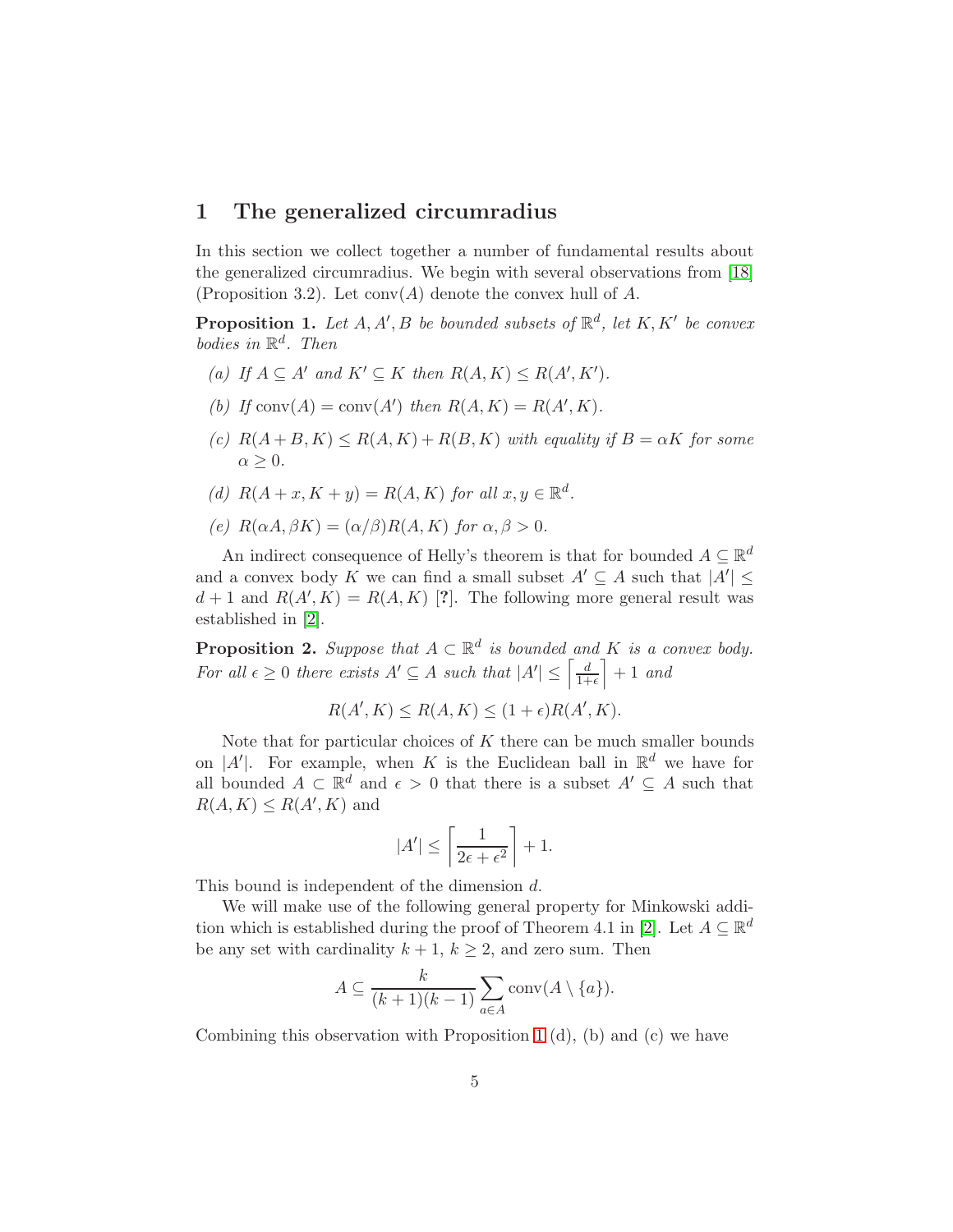# 1 The generalized circumradius

In this section we collect together a number of fundamental results about the generalized circumradius. We begin with several observations from [18] (Proposition 3.2). Let $\mathrm{conv}(A)$ denote the convex hull of $A$.

**Proposition 1.** *Let $A, A', B$ be bounded subsets of $\mathbb{R}^d$, let $K, K'$ be convex bodies in $\mathbb{R}^d$. Then*

*(a) If $A \subseteq A'$ and $K' \subseteq K$ then $R(A, K) \leq R(A', K')$.*

*(b) If $\mathrm{conv}(A) = \mathrm{conv}(A')$ then $R(A, K) = R(A', K)$.*

*(c) $R(A+B, K) \leq R(A, K) + R(B, K)$ with equality if $B = \alpha K$ for some $\alpha \geq 0$.*

*(d) $R(A + x, K + y) = R(A, K)$ for all $x, y \in \mathbb{R}^d$.*

*(e) $R(\alpha A, \beta K) = (\alpha/\beta) R(A, K)$ for $\alpha, \beta > 0$.*

An indirect consequence of Helly's theorem is that for bounded $A \subseteq \mathbb{R}^d$ and a convex body $K$ we can find a small subset $A' \subseteq A$ such that $|A'| \leq d+1$ and $R(A', K) = R(A, K)$ [?]. The following more general result was established in [2].

**Proposition 2.** *Suppose that $A \subset \mathbb{R}^d$ is bounded and $K$ is a convex body. For all $\epsilon \geq 0$ there exists $A' \subseteq A$ such that $|A'| \leq \left\lceil \frac{d}{1+\epsilon} \right\rceil + 1$ and*

$$R(A', K) \leq R(A, K) \leq (1+\epsilon) R(A', K).$$

Note that for particular choices of $K$ there can be much smaller bounds on $|A'|$. For example, when $K$ is the Euclidean ball in $\mathbb{R}^d$ we have for all bounded $A \subset \mathbb{R}^d$ and $\epsilon > 0$ that there is a subset $A' \subseteq A$ such that $R(A, K) \leq R(A', K)$ and

$$|A'| \leq \left\lceil \frac{1}{2\epsilon + \epsilon^2} \right\rceil + 1.$$

This bound is independent of the dimension $d$.

We will make use of the following general property for Minkowski addition which is established during the proof of Theorem 4.1 in [2]. Let $A \subseteq \mathbb{R}^d$ be any set with cardinality $k+1$, $k \geq 2$, and zero sum. Then

$$A \subseteq \frac{k}{(k+1)(k-1)} \sum_{a \in A} \mathrm{conv}(A \setminus \{a\}).$$

Combining this observation with Proposition 1 (d), (b) and (c) we have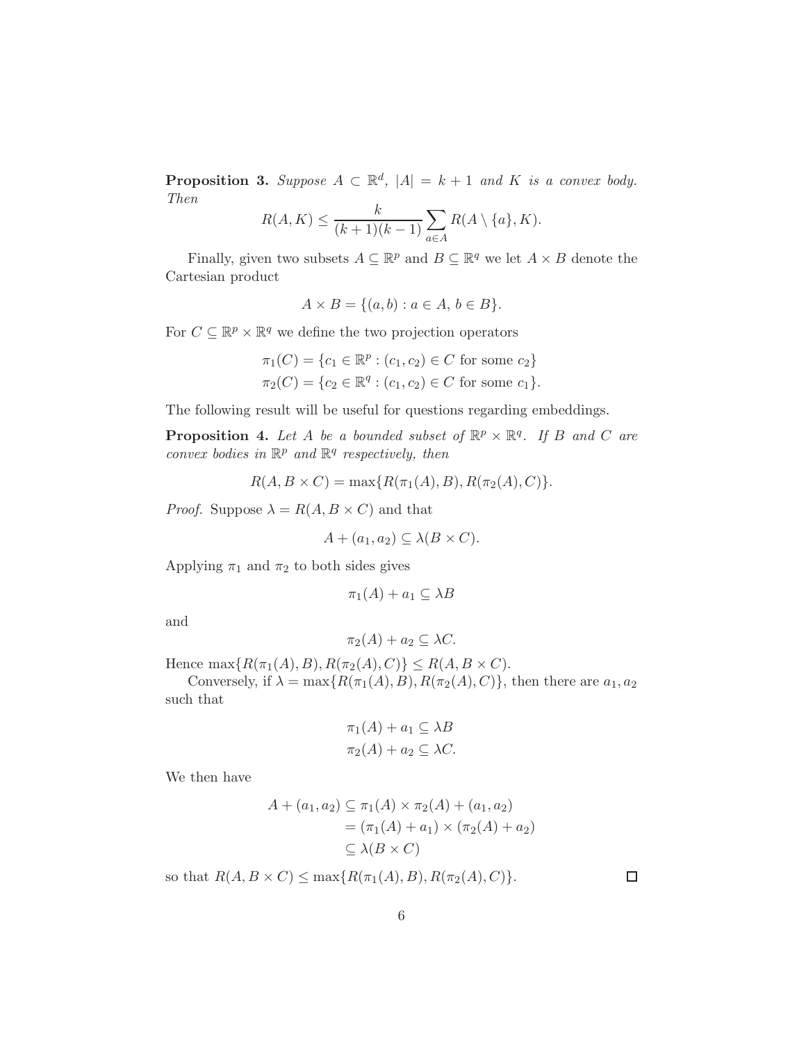**Proposition 3.** *Suppose $A \subset \mathbb{R}^d$, $|A| = k+1$ and $K$ is a convex body. Then*

$$R(A, K) \leq \frac{k}{(k+1)(k-1)} \sum_{a \in A} R(A \setminus \{a\}, K).$$

Finally, given two subsets $A \subseteq \mathbb{R}^p$ and $B \subseteq \mathbb{R}^q$ we let $A \times B$ denote the Cartesian product

$$A \times B = \{(a, b) : a \in A, \, b \in B\}.$$

For $C \subseteq \mathbb{R}^p \times \mathbb{R}^q$ we define the two projection operators

$$\begin{aligned} \pi_1(C) &= \{c_1 \in \mathbb{R}^p : (c_1, c_2) \in C \text{ for some } c_2\} \\ \pi_2(C) &= \{c_2 \in \mathbb{R}^q : (c_1, c_2) \in C \text{ for some } c_1\}. \end{aligned}$$

The following result will be useful for questions regarding embeddings.

**Proposition 4.** *Let $A$ be a bounded subset of $\mathbb{R}^p \times \mathbb{R}^q$. If $B$ and $C$ are convex bodies in $\mathbb{R}^p$ and $\mathbb{R}^q$ respectively, then*

$$R(A, B \times C) = \max\{R(\pi_1(A), B), R(\pi_2(A), C)\}.$$

*Proof.* Suppose $\lambda = R(A, B \times C)$ and that

$$A + (a_1, a_2) \subseteq \lambda(B \times C).$$

Applying $\pi_1$ and $\pi_2$ to both sides gives

$$\pi_1(A) + a_1 \subseteq \lambda B$$

and

$$\pi_2(A) + a_2 \subseteq \lambda C.$$

Hence $\max\{R(\pi_1(A), B), R(\pi_2(A), C)\} \leq R(A, B \times C)$.

Conversely, if $\lambda = \max\{R(\pi_1(A), B), R(\pi_2(A), C)\}$, then there are $a_1, a_2$ such that

$$\begin{aligned} \pi_1(A) + a_1 &\subseteq \lambda B \\ \pi_2(A) + a_2 &\subseteq \lambda C. \end{aligned}$$

We then have

$$\begin{aligned} A + (a_1, a_2) &\subseteq \pi_1(A) \times \pi_2(A) + (a_1, a_2) \\ &= (\pi_1(A) + a_1) \times (\pi_2(A) + a_2) \\ &\subseteq \lambda(B \times C) \end{aligned}$$

so that $R(A, B \times C) \leq \max\{R(\pi_1(A), B), R(\pi_2(A), C)\}$. $\square$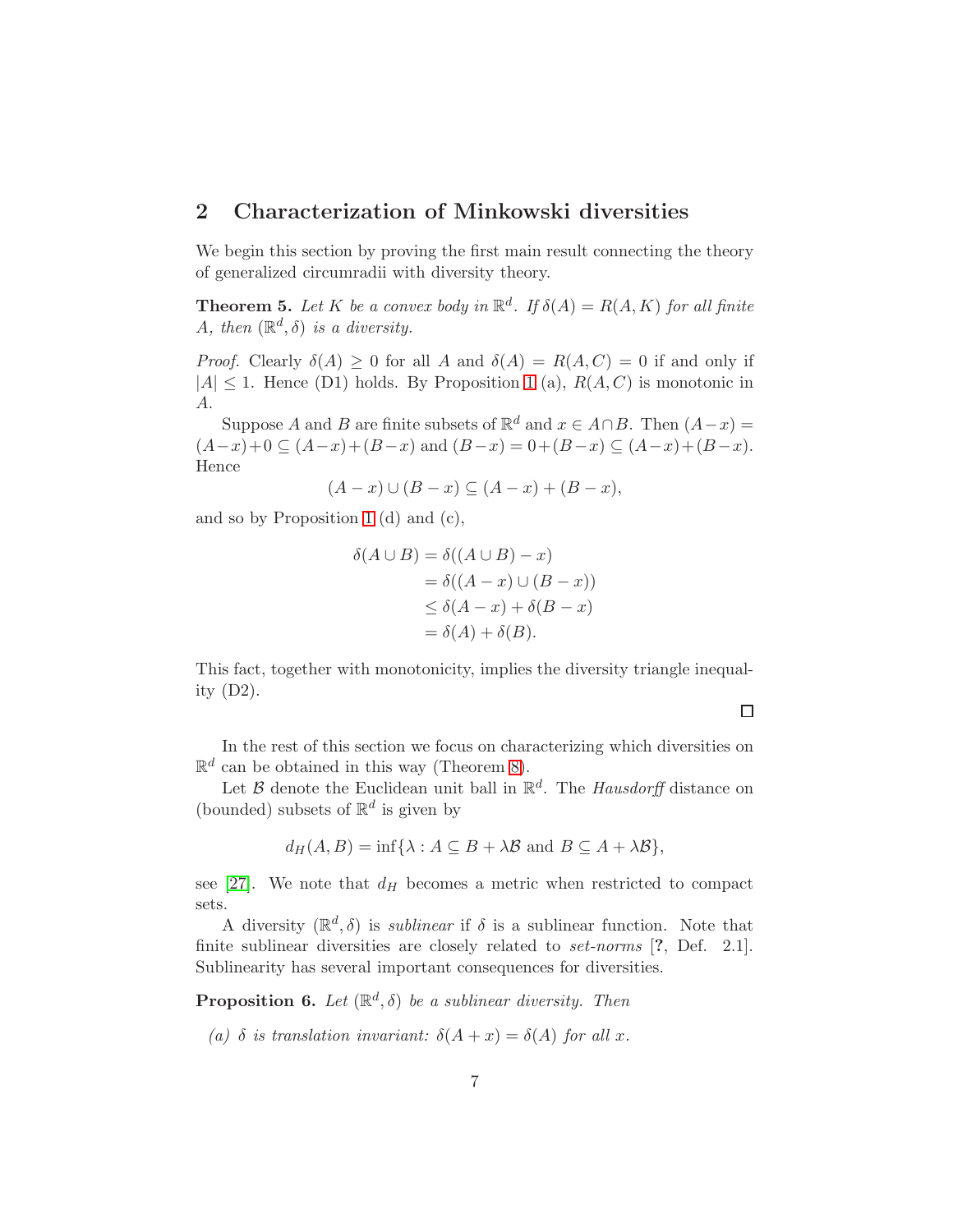## 2 Characterization of Minkowski diversities

We begin this section by proving the first main result connecting the theory of generalized circumradii with diversity theory.

**Theorem 5.** *Let $K$ be a convex body in $\mathbb{R}^d$. If $\delta(A) = R(A,K)$ for all finite $A$, then $(\mathbb{R}^d, \delta)$ is a diversity.*

*Proof.* Clearly $\delta(A) \geq 0$ for all $A$ and $\delta(A) = R(A,C) = 0$ if and only if $|A| \leq 1$. Hence (D1) holds. By Proposition 1 (a), $R(A,C)$ is monotonic in $A$.

Suppose $A$ and $B$ are finite subsets of $\mathbb{R}^d$ and $x \in A \cap B$. Then $(A-x) = (A-x)+0 \subseteq (A-x)+(B-x)$ and $(B-x) = 0+(B-x) \subseteq (A-x)+(B-x)$. Hence

$$(A-x) \cup (B-x) \subseteq (A-x) + (B-x),$$

and so by Proposition 1 (d) and (c),

$$\begin{aligned}
\delta(A \cup B) &= \delta((A \cup B) - x) \\
&= \delta((A-x) \cup (B-x)) \\
&\leq \delta(A-x) + \delta(B-x) \\
&= \delta(A) + \delta(B).
\end{aligned}$$

This fact, together with monotonicity, implies the diversity triangle inequality (D2).

□

In the rest of this section we focus on characterizing which diversities on $\mathbb{R}^d$ can be obtained in this way (Theorem 8).

Let $\mathcal{B}$ denote the Euclidean unit ball in $\mathbb{R}^d$. The *Hausdorff* distance on (bounded) subsets of $\mathbb{R}^d$ is given by

$$d_H(A,B) = \inf\{\lambda : A \subseteq B + \lambda\mathcal{B} \text{ and } B \subseteq A + \lambda\mathcal{B}\},$$

see [27]. We note that $d_H$ becomes a metric when restricted to compact sets.

A diversity $(\mathbb{R}^d, \delta)$ is *sublinear* if $\delta$ is a sublinear function. Note that finite sublinear diversities are closely related to *set-norms* [?, Def. 2.1]. Sublinearity has several important consequences for diversities.

**Proposition 6.** *Let $(\mathbb{R}^d, \delta)$ be a sublinear diversity. Then*

*(a) $\delta$ is translation invariant: $\delta(A + x) = \delta(A)$ for all $x$.*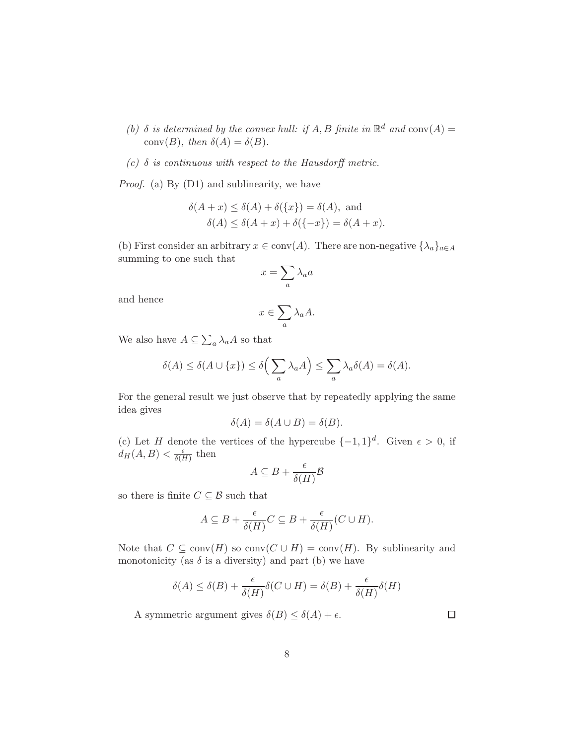*(b) $\delta$ is determined by the convex hull: if $A, B$ finite in $\mathbb{R}^d$ and $\operatorname{conv}(A) = \operatorname{conv}(B)$, then $\delta(A) = \delta(B)$.*

*(c) $\delta$ is continuous with respect to the Hausdorff metric.*

*Proof.* (a) By (D1) and sublinearity, we have

$$\begin{aligned} \delta(A + x) &\leq \delta(A) + \delta(\{x\}) = \delta(A), \text{ and} \\ \delta(A) &\leq \delta(A + x) + \delta(\{-x\}) = \delta(A + x). \end{aligned}$$

(b) First consider an arbitrary $x \in \operatorname{conv}(A)$. There are non-negative $\{\lambda_a\}_{a \in A}$ summing to one such that

$$x = \sum_a \lambda_a a$$

and hence

$$x \in \sum_a \lambda_a A.$$

We also have $A \subseteq \sum_a \lambda_a A$ so that

$$\delta(A) \leq \delta(A \cup \{x\}) \leq \delta\Big(\sum_a \lambda_a A\Big) \leq \sum_a \lambda_a \delta(A) = \delta(A).$$

For the general result we just observe that by repeatedly applying the same idea gives

$$\delta(A) = \delta(A \cup B) = \delta(B).$$

(c) Let $H$ denote the vertices of the hypercube $\{-1, 1\}^d$. Given $\epsilon > 0$, if $d_H(A, B) < \frac{\epsilon}{\delta(H)}$ then

$$A \subseteq B + \frac{\epsilon}{\delta(H)} \mathcal{B}$$

so there is finite $C \subseteq \mathcal{B}$ such that

$$A \subseteq B + \frac{\epsilon}{\delta(H)} C \subseteq B + \frac{\epsilon}{\delta(H)} (C \cup H).$$

Note that $C \subseteq \operatorname{conv}(H)$ so $\operatorname{conv}(C \cup H) = \operatorname{conv}(H)$. By sublinearity and monotonicity (as $\delta$ is a diversity) and part (b) we have

$$\delta(A) \leq \delta(B) + \frac{\epsilon}{\delta(H)} \delta(C \cup H) = \delta(B) + \frac{\epsilon}{\delta(H)} \delta(H)$$

A symmetric argument gives $\delta(B) \leq \delta(A) + \epsilon$. $\square$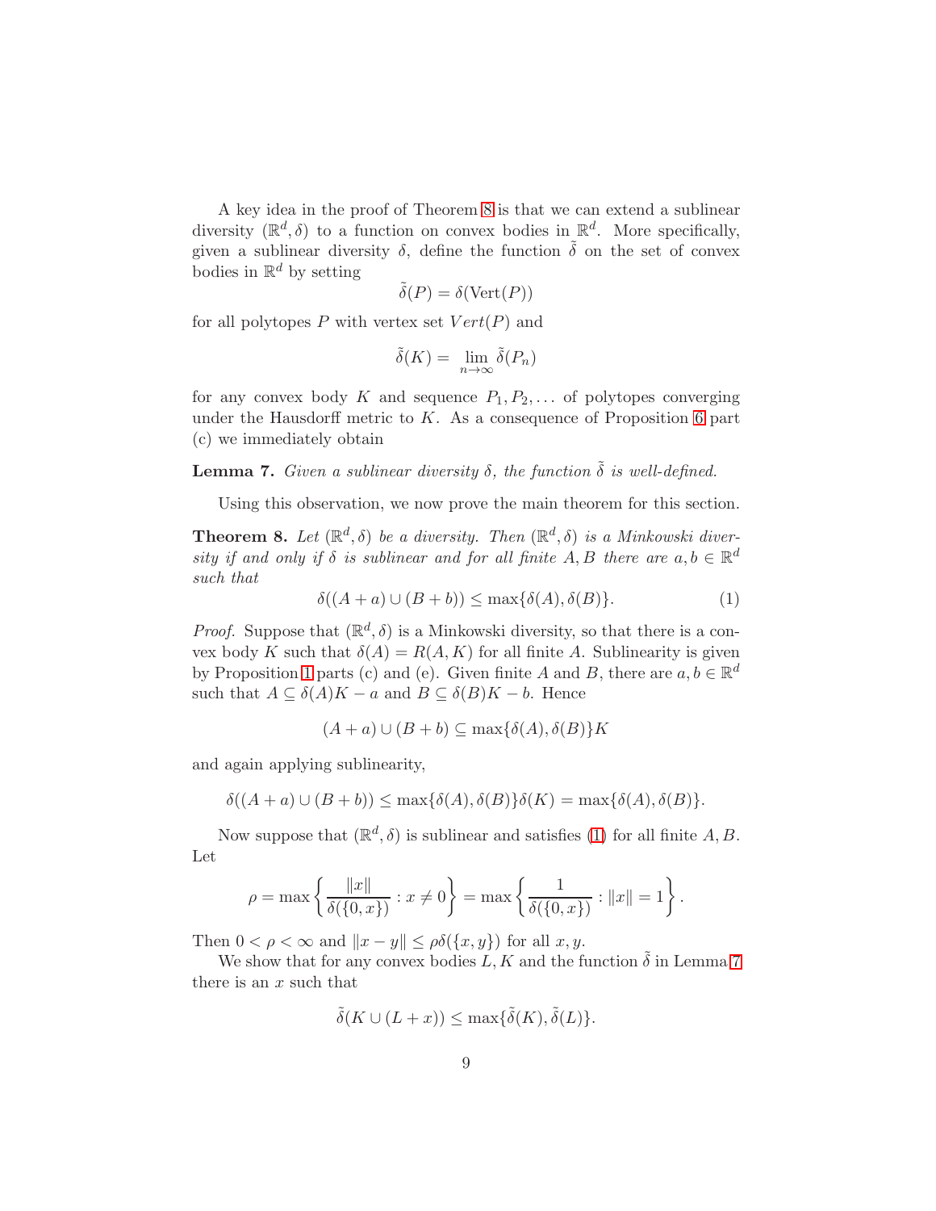A key idea in the proof of Theorem 8 is that we can extend a sublinear diversity $(\mathbb{R}^d, \delta)$ to a function on convex bodies in $\mathbb{R}^d$. More specifically, given a sublinear diversity $\delta$, define the function $\tilde{\delta}$ on the set of convex bodies in $\mathbb{R}^d$ by setting

$$\tilde{\delta}(P) = \delta(\mathrm{Vert}(P))$$

for all polytopes $P$ with vertex set $Vert(P)$ and

$$\tilde{\delta}(K) = \lim_{n \to \infty} \tilde{\delta}(P_n)$$

for any convex body $K$ and sequence $P_1, P_2, \ldots$ of polytopes converging under the Hausdorff metric to $K$. As a consequence of Proposition 6 part (c) we immediately obtain

**Lemma 7.** *Given a sublinear diversity $\delta$, the function $\tilde{\delta}$ is well-defined.*

Using this observation, we now prove the main theorem for this section.

**Theorem 8.** *Let $(\mathbb{R}^d, \delta)$ be a diversity. Then $(\mathbb{R}^d, \delta)$ is a Minkowski diversity if and only if $\delta$ is sublinear and for all finite $A, B$ there are $a, b \in \mathbb{R}^d$ such that*

$$\delta((A + a) \cup (B + b)) \leq \max\{\delta(A), \delta(B)\}. \tag{1}$$

*Proof.* Suppose that $(\mathbb{R}^d, \delta)$ is a Minkowski diversity, so that there is a convex body $K$ such that $\delta(A) = R(A, K)$ for all finite $A$. Sublinearity is given by Proposition 1 parts (c) and (e). Given finite $A$ and $B$, there are $a, b \in \mathbb{R}^d$ such that $A \subseteq \delta(A)K - a$ and $B \subseteq \delta(B)K - b$. Hence

$$(A + a) \cup (B + b) \subseteq \max\{\delta(A), \delta(B)\}K$$

and again applying sublinearity,

$$\delta((A + a) \cup (B + b)) \leq \max\{\delta(A), \delta(B)\}\delta(K) = \max\{\delta(A), \delta(B)\}.$$

Now suppose that $(\mathbb{R}^d, \delta)$ is sublinear and satisfies (1) for all finite $A, B$. Let

$$\rho = \max\left\{\frac{\|x\|}{\delta(\{0, x\})} : x \neq 0\right\} = \max\left\{\frac{1}{\delta(\{0, x\})} : \|x\| = 1\right\}.$$

Then $0 < \rho < \infty$ and $\|x - y\| \leq \rho\delta(\{x, y\})$ for all $x, y$.

We show that for any convex bodies $L, K$ and the function $\tilde{\delta}$ in Lemma 7 there is an $x$ such that

$$\tilde{\delta}(K \cup (L + x)) \leq \max\{\tilde{\delta}(K), \tilde{\delta}(L)\}.$$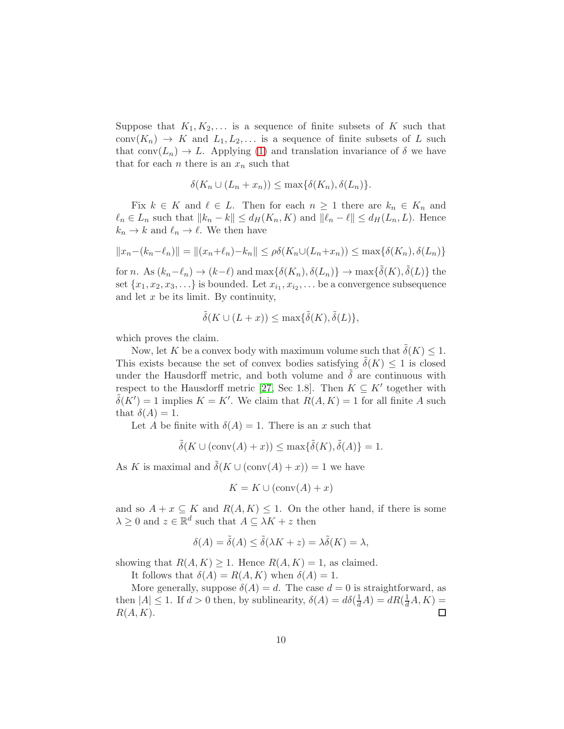Suppose that $K_1, K_2, \ldots$ is a sequence of finite subsets of $K$ such that $\text{conv}(K_n) \to K$ and $L_1, L_2, \ldots$ is a sequence of finite subsets of $L$ such that $\text{conv}(L_n) \to L$. Applying (1) and translation invariance of $\delta$ we have that for each $n$ there is an $x_n$ such that

$$\delta(K_n \cup (L_n + x_n)) \leq \max\{\delta(K_n), \delta(L_n)\}.$$

Fix $k \in K$ and $\ell \in L$. Then for each $n \geq 1$ there are $k_n \in K_n$ and $\ell_n \in L_n$ such that $\|k_n - k\| \leq d_H(K_n, K)$ and $\|\ell_n - \ell\| \leq d_H(L_n, L)$. Hence $k_n \to k$ and $\ell_n \to \ell$. We then have

$$\|x_n - (k_n - \ell_n)\| = \|(x_n + \ell_n) - k_n\| \leq \rho\delta(K_n \cup (L_n + x_n)) \leq \max\{\delta(K_n), \delta(L_n)\}$$

for $n$. As $(k_n - \ell_n) \to (k - \ell)$ and $\max\{\delta(K_n), \delta(L_n)\} \to \max\{\tilde{\delta}(K), \tilde{\delta}(L)\}$ the set $\{x_1, x_2, x_3, \ldots\}$ is bounded. Let $x_{i_1}, x_{i_2}, \ldots$ be a convergence subsequence and let $x$ be its limit. By continuity,

$$\tilde{\delta}(K \cup (L + x)) \leq \max\{\tilde{\delta}(K), \tilde{\delta}(L)\},$$

which proves the claim.

Now, let $K$ be a convex body with maximum volume such that $\tilde{\delta}(K) \leq 1$. This exists because the set of convex bodies satisfying $\tilde{\delta}(K) \leq 1$ is closed under the Hausdorff metric, and both volume and $\tilde{\delta}$ are continuous with respect to the Hausdorff metric [27, Sec 1.8]. Then $K \subseteq K'$ together with $\tilde{\delta}(K') = 1$ implies $K = K'$. We claim that $R(A, K) = 1$ for all finite $A$ such that $\delta(A) = 1$.

Let $A$ be finite with $\delta(A) = 1$. There is an $x$ such that

$$\tilde{\delta}(K \cup (\text{conv}(A) + x)) \leq \max\{\tilde{\delta}(K), \tilde{\delta}(A)\} = 1.$$

As $K$ is maximal and $\tilde{\delta}(K \cup (\text{conv}(A) + x)) = 1$ we have

$$K = K \cup (\text{conv}(A) + x)$$

and so $A + x \subseteq K$ and $R(A, K) \leq 1$. On the other hand, if there is some $\lambda \geq 0$ and $z \in \mathbb{R}^d$ such that $A \subseteq \lambda K + z$ then

$$\delta(A) = \tilde{\delta}(A) \leq \tilde{\delta}(\lambda K + z) = \lambda\tilde{\delta}(K) = \lambda,$$

showing that $R(A, K) \geq 1$. Hence $R(A, K) = 1$, as claimed.

It follows that $\delta(A) = R(A, K)$ when $\delta(A) = 1$.

More generally, suppose $\delta(A) = d$. The case $d = 0$ is straightforward, as then $|A| \leq 1$. If $d > 0$ then, by sublinearity, $\delta(A) = d\delta(\frac{1}{d}A) = dR(\frac{1}{d}A, K) = R(A, K)$. $\square$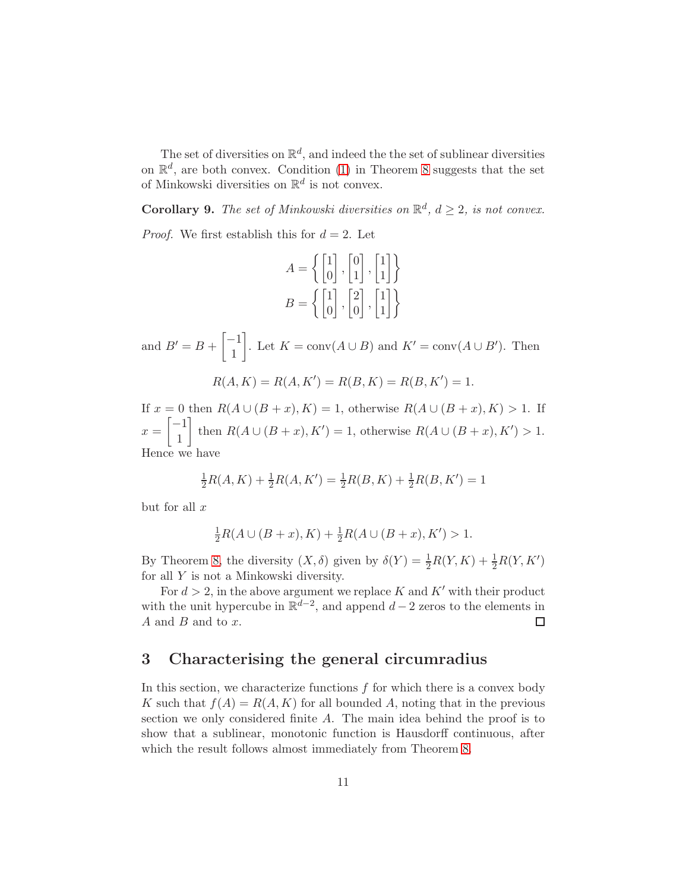The set of diversities on $\mathbb{R}^d$, and indeed the the set of sublinear diversities on $\mathbb{R}^d$, are both convex. Condition (1) in Theorem 8 suggests that the set of Minkowski diversities on $\mathbb{R}^d$ is not convex.

**Corollary 9.** *The set of Minkowski diversities on $\mathbb{R}^d$, $d \geq 2$, is not convex.*

*Proof.* We first establish this for $d = 2$. Let

$$A = \left\{ \begin{bmatrix} 1 \\ 0 \end{bmatrix}, \begin{bmatrix} 0 \\ 1 \end{bmatrix}, \begin{bmatrix} 1 \\ 1 \end{bmatrix} \right\}$$
$$B = \left\{ \begin{bmatrix} 1 \\ 0 \end{bmatrix}, \begin{bmatrix} 2 \\ 0 \end{bmatrix}, \begin{bmatrix} 1 \\ 1 \end{bmatrix} \right\}$$

and $B' = B + \begin{bmatrix} -1 \\ 1 \end{bmatrix}$. Let $K = \operatorname{conv}(A \cup B)$ and $K' = \operatorname{conv}(A \cup B')$. Then

$$R(A, K) = R(A, K') = R(B, K) = R(B, K') = 1.$$

If $x = 0$ then $R(A \cup (B + x), K) = 1$, otherwise $R(A \cup (B + x), K) > 1$. If $x = \begin{bmatrix} -1 \\ 1 \end{bmatrix}$ then $R(A \cup (B + x), K') = 1$, otherwise $R(A \cup (B + x), K') > 1$. Hence we have

$$\tfrac{1}{2}R(A, K) + \tfrac{1}{2}R(A, K') = \tfrac{1}{2}R(B, K) + \tfrac{1}{2}R(B, K') = 1$$

but for all $x$

$$\tfrac{1}{2}R(A \cup (B + x), K) + \tfrac{1}{2}R(A \cup (B + x), K') > 1.$$

By Theorem 8, the diversity $(X, \delta)$ given by $\delta(Y) = \frac{1}{2}R(Y, K) + \frac{1}{2}R(Y, K')$ for all $Y$ is not a Minkowski diversity.

For $d > 2$, in the above argument we replace $K$ and $K'$ with their product with the unit hypercube in $\mathbb{R}^{d-2}$, and append $d - 2$ zeros to the elements in $A$ and $B$ and to $x$. ◻

## 3 Characterising the general circumradius

In this section, we characterize functions $f$ for which there is a convex body $K$ such that $f(A) = R(A, K)$ for all bounded $A$, noting that in the previous section we only considered finite $A$. The main idea behind the proof is to show that a sublinear, monotonic function is Hausdorff continuous, after which the result follows almost immediately from Theorem 8.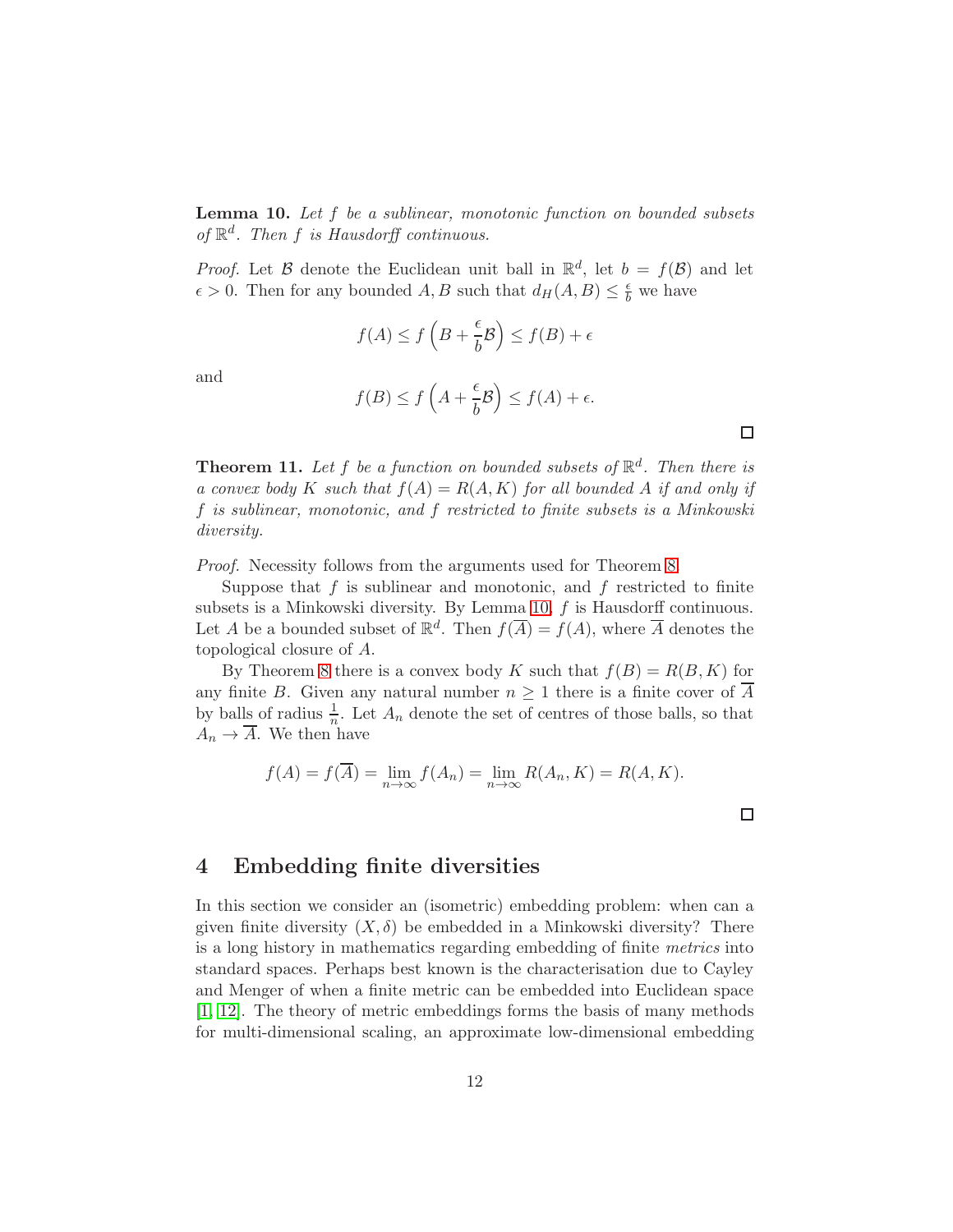**Lemma 10.** *Let $f$ be a sublinear, monotonic function on bounded subsets of $\mathbb{R}^d$. Then $f$ is Hausdorff continuous.*

*Proof.* Let $\mathcal{B}$ denote the Euclidean unit ball in $\mathbb{R}^d$, let $b = f(\mathcal{B})$ and let $\epsilon > 0$. Then for any bounded $A, B$ such that $d_H(A, B) \leq \frac{\epsilon}{b}$ we have

$$f(A) \leq f\left(B + \frac{\epsilon}{b}\mathcal{B}\right) \leq f(B) + \epsilon$$

and

$$f(B) \leq f\left(A + \frac{\epsilon}{b}\mathcal{B}\right) \leq f(A) + \epsilon.$$

□

**Theorem 11.** *Let $f$ be a function on bounded subsets of $\mathbb{R}^d$. Then there is a convex body $K$ such that $f(A) = R(A, K)$ for all bounded $A$ if and only if $f$ is sublinear, monotonic, and $f$ restricted to finite subsets is a Minkowski diversity.*

*Proof.* Necessity follows from the arguments used for Theorem 8.

Suppose that $f$ is sublinear and monotonic, and $f$ restricted to finite subsets is a Minkowski diversity. By Lemma 10, $f$ is Hausdorff continuous. Let $A$ be a bounded subset of $\mathbb{R}^d$. Then $f(\overline{A}) = f(A)$, where $\overline{A}$ denotes the topological closure of $A$.

By Theorem 8 there is a convex body $K$ such that $f(B) = R(B, K)$ for any finite $B$. Given any natural number $n \geq 1$ there is a finite cover of $\overline{A}$ by balls of radius $\frac{1}{n}$. Let $A_n$ denote the set of centres of those balls, so that $A_n \to \overline{A}$. We then have

$$f(A) = f(\overline{A}) = \lim_{n\to\infty} f(A_n) = \lim_{n\to\infty} R(A_n, K) = R(A, K).$$

□

## 4 Embedding finite diversities

In this section we consider an (isometric) embedding problem: when can a given finite diversity $(X, \delta)$ be embedded in a Minkowski diversity? There is a long history in mathematics regarding embedding of finite *metrics* into standard spaces. Perhaps best known is the characterisation due to Cayley and Menger of when a finite metric can be embedded into Euclidean space [1, 12]. The theory of metric embeddings forms the basis of many methods for multi-dimensional scaling, an approximate low-dimensional embedding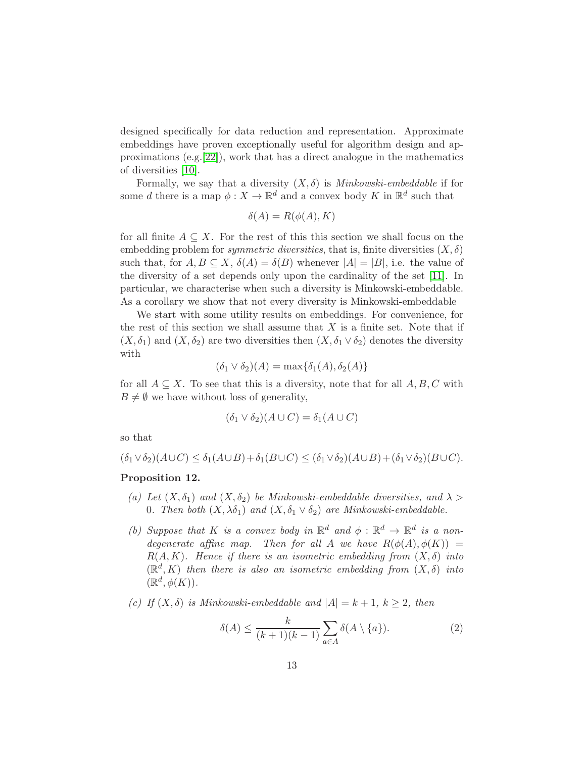designed specifically for data reduction and representation. Approximate embeddings have proven exceptionally useful for algorithm design and approximations (e.g.[22]), work that has a direct analogue in the mathematics of diversities [10].

Formally, we say that a diversity $(X, \delta)$ is *Minkowski-embeddable* if for some $d$ there is a map $\phi : X \to \mathbb{R}^d$ and a convex body $K$ in $\mathbb{R}^d$ such that

$$\delta(A) = R(\phi(A), K)$$

for all finite $A \subseteq X$. For the rest of this this section we shall focus on the embedding problem for *symmetric diversities*, that is, finite diversities $(X, \delta)$ such that, for $A, B \subseteq X$, $\delta(A) = \delta(B)$ whenever $|A| = |B|$, i.e. the value of the diversity of a set depends only upon the cardinality of the set [11]. In particular, we characterise when such a diversity is Minkowski-embeddable. As a corollary we show that not every diversity is Minkowski-embeddable

We start with some utility results on embeddings. For convenience, for the rest of this section we shall assume that $X$ is a finite set. Note that if $(X, \delta_1)$ and $(X, \delta_2)$ are two diversities then $(X, \delta_1 \vee \delta_2)$ denotes the diversity with

$$(\delta_1 \vee \delta_2)(A) = \max\{\delta_1(A), \delta_2(A)\}$$

for all $A \subseteq X$. To see that this is a diversity, note that for all $A, B, C$ with $B \neq \emptyset$ we have without loss of generality,

$$(\delta_1 \vee \delta_2)(A \cup C) = \delta_1(A \cup C)$$

so that

$$(\delta_1 \vee \delta_2)(A \cup C) \leq \delta_1(A \cup B) + \delta_1(B \cup C) \leq (\delta_1 \vee \delta_2)(A \cup B) + (\delta_1 \vee \delta_2)(B \cup C).$$

**Proposition 12.**

(a) *Let $(X, \delta_1)$ and $(X, \delta_2)$ be Minkowski-embeddable diversities, and $\lambda > 0$. Then both $(X, \lambda\delta_1)$ and $(X, \delta_1 \vee \delta_2)$ are Minkowski-embeddable.*

(b) *Suppose that $K$ is a convex body in $\mathbb{R}^d$ and $\phi : \mathbb{R}^d \to \mathbb{R}^d$ is a non-degenerate affine map. Then for all $A$ we have $R(\phi(A), \phi(K)) = R(A, K)$. Hence if there is an isometric embedding from $(X, \delta)$ into $(\mathbb{R}^d, K)$ then there is also an isometric embedding from $(X, \delta)$ into $(\mathbb{R}^d, \phi(K))$.*

(c) *If $(X, \delta)$ is Minkowski-embeddable and $|A| = k + 1$, $k \geq 2$, then*

$$\delta(A) \leq \frac{k}{(k+1)(k-1)} \sum_{a \in A} \delta(A \setminus \{a\}). \tag{2}$$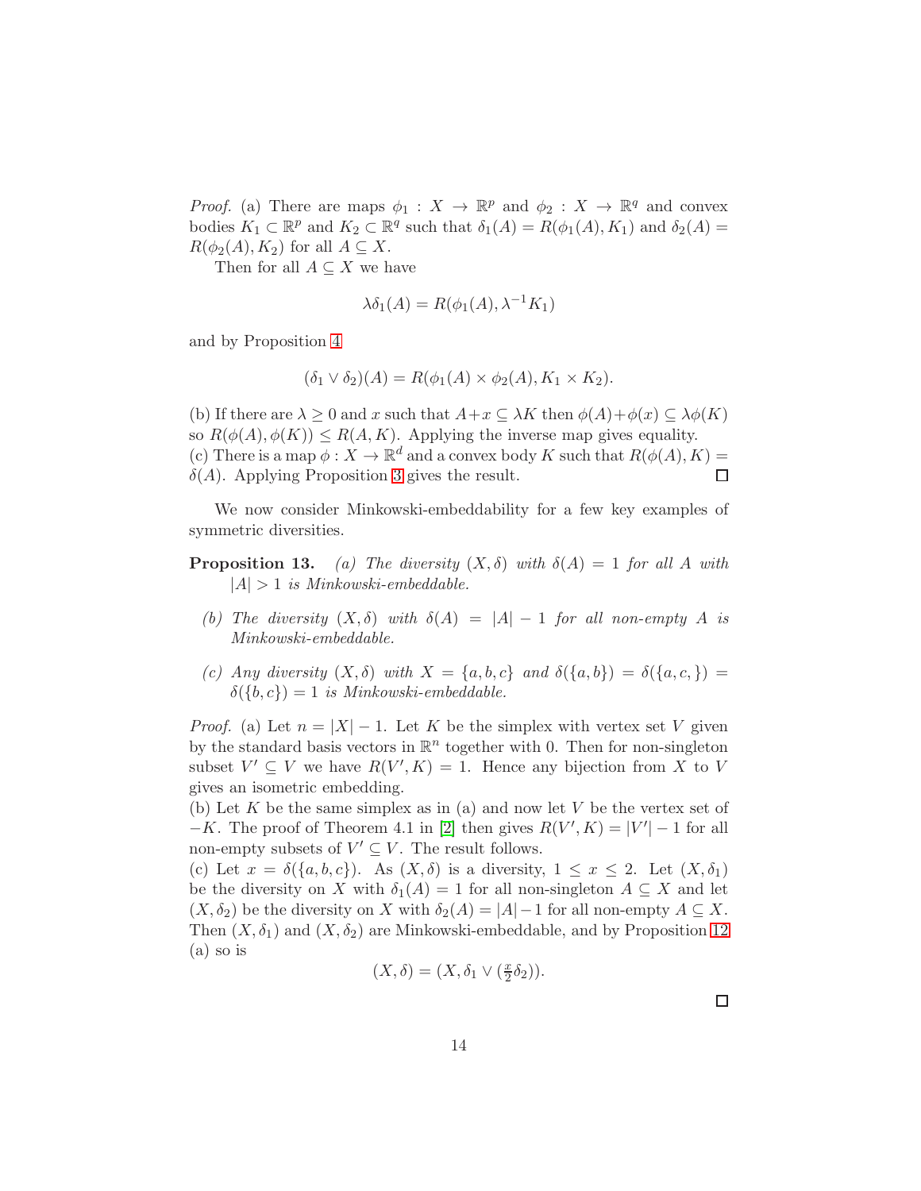*Proof.* (a) There are maps $\phi_1 : X \to \mathbb{R}^p$ and $\phi_2 : X \to \mathbb{R}^q$ and convex bodies $K_1 \subset \mathbb{R}^p$ and $K_2 \subset \mathbb{R}^q$ such that $\delta_1(A) = R(\phi_1(A), K_1)$ and $\delta_2(A) = R(\phi_2(A), K_2)$ for all $A \subseteq X$.

Then for all $A \subseteq X$ we have

$$\lambda\delta_1(A) = R(\phi_1(A), \lambda^{-1}K_1)$$

and by Proposition 4

$$(\delta_1 \vee \delta_2)(A) = R(\phi_1(A) \times \phi_2(A), K_1 \times K_2).$$

(b) If there are $\lambda \geq 0$ and $x$ such that $A + x \subseteq \lambda K$ then $\phi(A) + \phi(x) \subseteq \lambda\phi(K)$ so $R(\phi(A), \phi(K)) \leq R(A, K)$. Applying the inverse map gives equality.
(c) There is a map $\phi : X \to \mathbb{R}^d$ and a convex body $K$ such that $R(\phi(A), K) = \delta(A)$. Applying Proposition 3 gives the result. ◻

We now consider Minkowski-embeddability for a few key examples of symmetric diversities.

**Proposition 13.** *(a) The diversity $(X, \delta)$ with $\delta(A) = 1$ for all $A$ with $|A| > 1$ is Minkowski-embeddable.*

*(b) The diversity $(X, \delta)$ with $\delta(A) = |A| - 1$ for all non-empty $A$ is Minkowski-embeddable.*

*(c) Any diversity $(X, \delta)$ with $X = \{a, b, c\}$ and $\delta(\{a, b\}) = \delta(\{a, c, \}) = \delta(\{b, c\}) = 1$ is Minkowski-embeddable.*

*Proof.* (a) Let $n = |X| - 1$. Let $K$ be the simplex with vertex set $V$ given by the standard basis vectors in $\mathbb{R}^n$ together with 0. Then for non-singleton subset $V' \subseteq V$ we have $R(V', K) = 1$. Hence any bijection from $X$ to $V$ gives an isometric embedding.
(b) Let $K$ be the same simplex as in (a) and now let $V$ be the vertex set of $-K$. The proof of Theorem 4.1 in [2] then gives $R(V', K) = |V'| - 1$ for all non-empty subsets of $V' \subseteq V$. The result follows.
(c) Let $x = \delta(\{a, b, c\})$. As $(X, \delta)$ is a diversity, $1 \leq x \leq 2$. Let $(X, \delta_1)$ be the diversity on $X$ with $\delta_1(A) = 1$ for all non-singleton $A \subseteq X$ and let $(X, \delta_2)$ be the diversity on $X$ with $\delta_2(A) = |A| - 1$ for all non-empty $A \subseteq X$. Then $(X, \delta_1)$ and $(X, \delta_2)$ are Minkowski-embeddable, and by Proposition 12 (a) so is

$$(X, \delta) = (X, \delta_1 \vee (\tfrac{x}{2}\delta_2)).$$

◻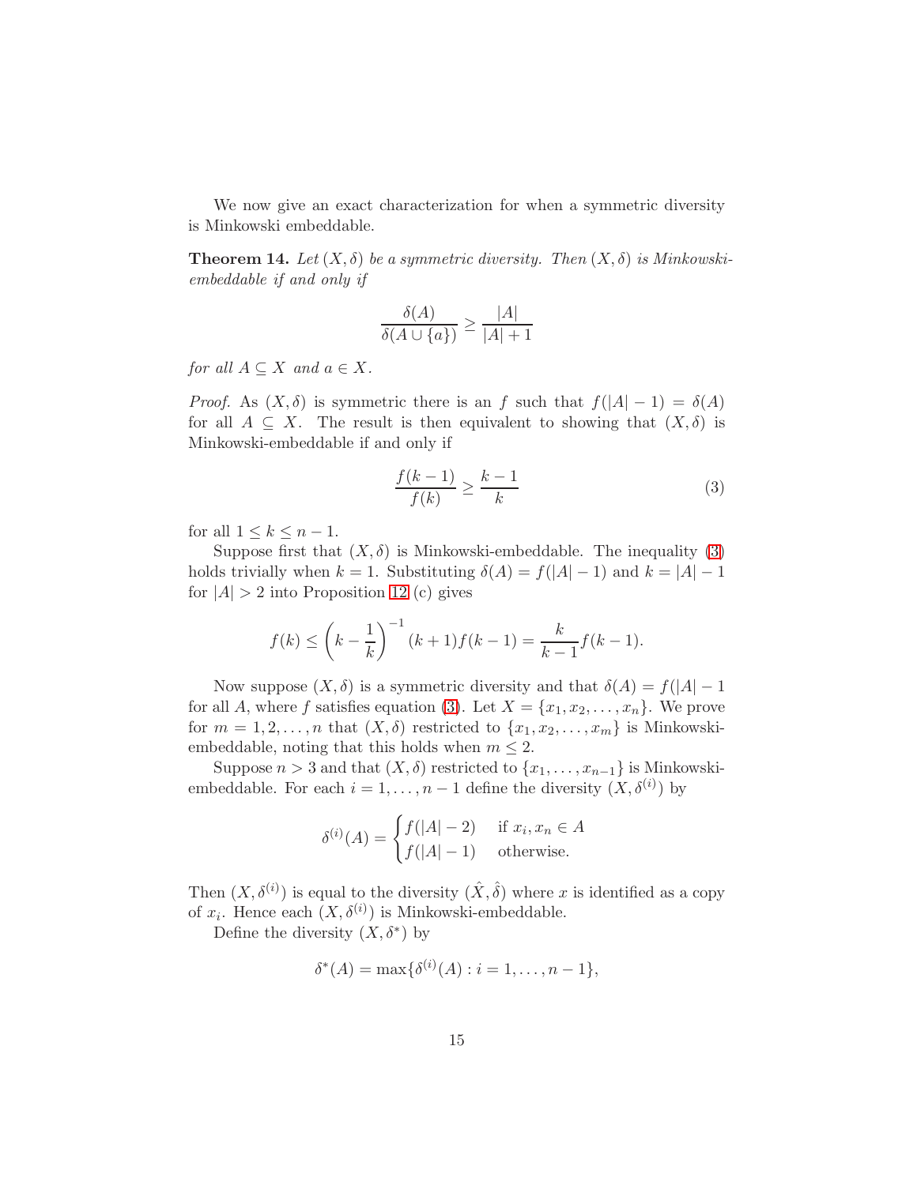We now give an exact characterization for when a symmetric diversity is Minkowski embeddable.

**Theorem 14.** *Let $(X,\delta)$ be a symmetric diversity. Then $(X,\delta)$ is Minkowski-embeddable if and only if*

$$\frac{\delta(A)}{\delta(A \cup \{a\})} \geq \frac{|A|}{|A|+1}$$

*for all $A \subseteq X$ and $a \in X$.*

*Proof.* As $(X,\delta)$ is symmetric there is an $f$ such that $f(|A|-1) = \delta(A)$ for all $A \subseteq X$. The result is then equivalent to showing that $(X,\delta)$ is Minkowski-embeddable if and only if

$$\frac{f(k-1)}{f(k)} \geq \frac{k-1}{k} \tag{3}$$

for all $1 \leq k \leq n-1$.

Suppose first that $(X,\delta)$ is Minkowski-embeddable. The inequality (3) holds trivially when $k=1$. Substituting $\delta(A) = f(|A|-1)$ and $k = |A|-1$ for $|A| > 2$ into Proposition 12 (c) gives

$$f(k) \leq \left(k - \frac{1}{k}\right)^{-1} (k+1) f(k-1) = \frac{k}{k-1} f(k-1).$$

Now suppose $(X,\delta)$ is a symmetric diversity and that $\delta(A) = f(|A|-1$ for all $A$, where $f$ satisfies equation (3). Let $X = \{x_1, x_2, \ldots, x_n\}$. We prove for $m = 1,2,\ldots,n$ that $(X,\delta)$ restricted to $\{x_1,x_2,\ldots,x_m\}$ is Minkowski-embeddable, noting that this holds when $m \leq 2$.

Suppose $n > 3$ and that $(X,\delta)$ restricted to $\{x_1,\ldots,x_{n-1}\}$ is Minkowski-embeddable. For each $i = 1,\ldots,n-1$ define the diversity $(X,\delta^{(i)})$ by

$$\delta^{(i)}(A) = \begin{cases} f(|A|-2) & \text{if } x_i, x_n \in A \\ f(|A|-1) & \text{otherwise.} \end{cases}$$

Then $(X,\delta^{(i)})$ is equal to the diversity $(\hat{X},\hat{\delta})$ where $x$ is identified as a copy of $x_i$. Hence each $(X,\delta^{(i)})$ is Minkowski-embeddable.

Define the diversity $(X,\delta^*)$ by

$$\delta^*(A) = \max\{\delta^{(i)}(A) : i = 1,\ldots,n-1\},$$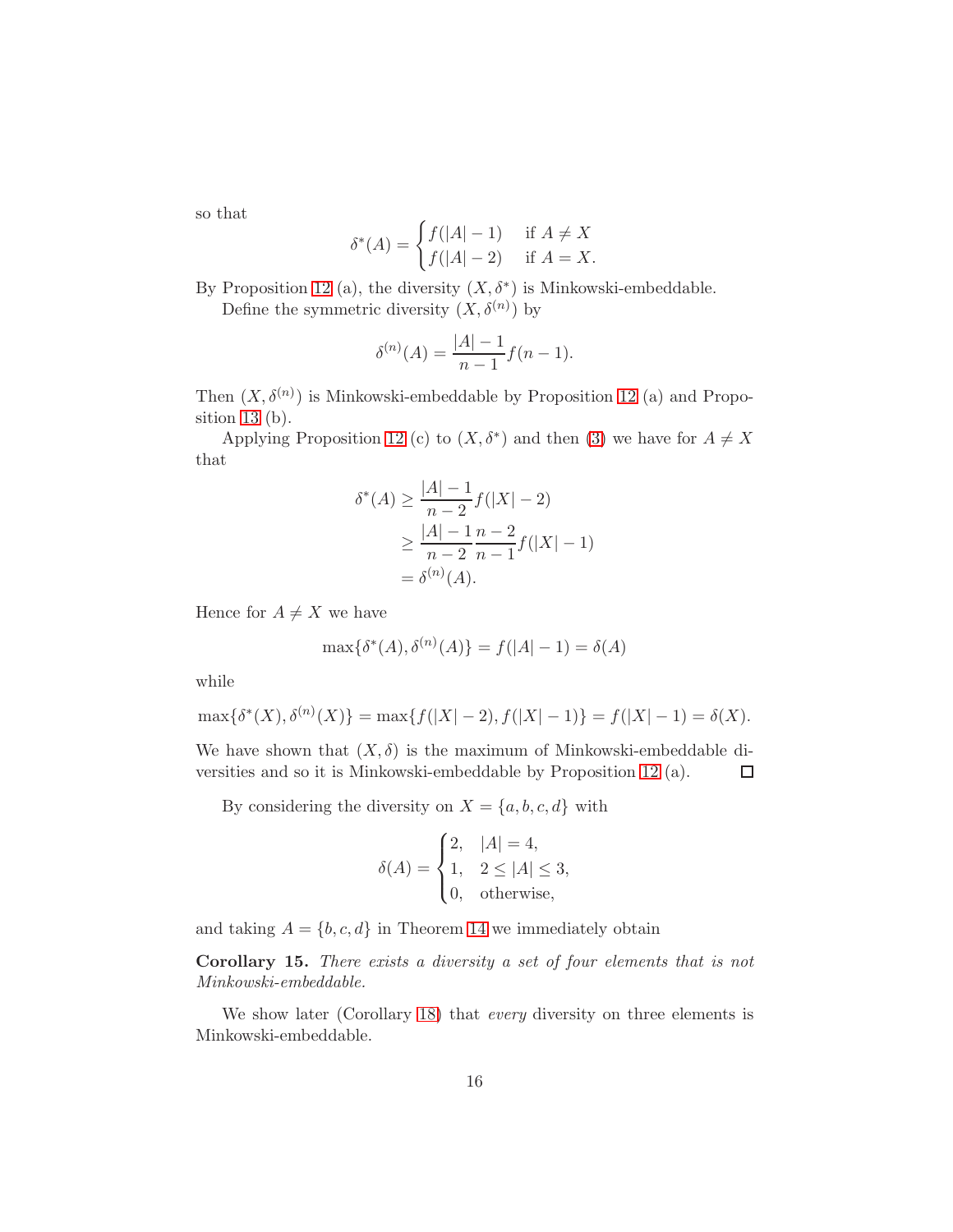so that

$$\delta^*(A) = \begin{cases} f(|A|-1) & \text{if } A \neq X \\ f(|A|-2) & \text{if } A = X. \end{cases}$$

By Proposition 12 (a), the diversity $(X, \delta^*)$ is Minkowski-embeddable.

Define the symmetric diversity $(X, \delta^{(n)})$ by

$$\delta^{(n)}(A) = \frac{|A|-1}{n-1} f(n-1).$$

Then $(X, \delta^{(n)})$ is Minkowski-embeddable by Proposition 12 (a) and Proposition 13 (b).

Applying Proposition 12 (c) to $(X, \delta^*)$ and then (3) we have for $A \neq X$ that

$$\begin{aligned}
\delta^*(A) &\geq \frac{|A|-1}{n-2} f(|X|-2) \\
&\geq \frac{|A|-1}{n-2} \frac{n-2}{n-1} f(|X|-1) \\
&= \delta^{(n)}(A).
\end{aligned}$$

Hence for $A \neq X$ we have

$$\max\{\delta^*(A), \delta^{(n)}(A)\} = f(|A|-1) = \delta(A)$$

while

$$\max\{\delta^*(X), \delta^{(n)}(X)\} = \max\{f(|X|-2), f(|X|-1)\} = f(|X|-1) = \delta(X).$$

We have shown that $(X, \delta)$ is the maximum of Minkowski-embeddable diversities and so it is Minkowski-embeddable by Proposition 12 (a). □

By considering the diversity on $X = \{a, b, c, d\}$ with

$$\delta(A) = \begin{cases} 2, & |A| = 4, \\ 1, & 2 \leq |A| \leq 3, \\ 0, & \text{otherwise,} \end{cases}$$

and taking $A = \{b, c, d\}$ in Theorem 14 we immediately obtain

**Corollary 15.** *There exists a diversity a set of four elements that is not Minkowski-embeddable.*

We show later (Corollary 18) that *every* diversity on three elements is Minkowski-embeddable.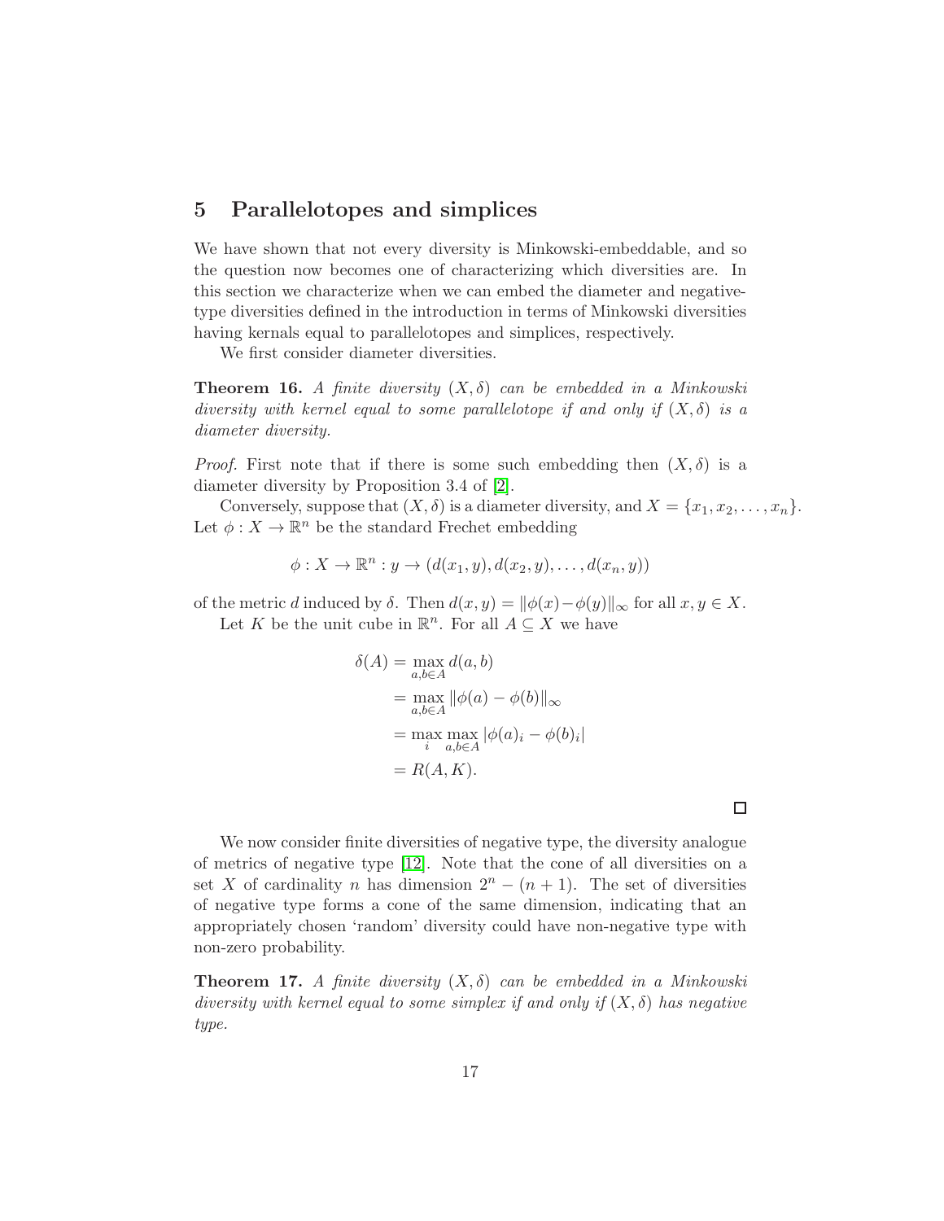## 5 Parallelotopes and simplices

We have shown that not every diversity is Minkowski-embeddable, and so the question now becomes one of characterizing which diversities are. In this section we characterize when we can embed the diameter and negative-type diversities defined in the introduction in terms of Minkowski diversities having kernals equal to parallelotopes and simplices, respectively.

We first consider diameter diversities.

**Theorem 16.** *A finite diversity $(X, \delta)$ can be embedded in a Minkowski diversity with kernel equal to some parallelotope if and only if $(X, \delta)$ is a diameter diversity.*

*Proof.* First note that if there is some such embedding then $(X, \delta)$ is a diameter diversity by Proposition 3.4 of [2].

Conversely, suppose that $(X, \delta)$ is a diameter diversity, and $X = \{x_1, x_2, \ldots, x_n\}$. Let $\phi : X \to \mathbb{R}^n$ be the standard Frechet embedding

$$\phi : X \to \mathbb{R}^n : y \to (d(x_1, y), d(x_2, y), \ldots, d(x_n, y))$$

of the metric $d$ induced by $\delta$. Then $d(x, y) = \|\phi(x) - \phi(y)\|_\infty$ for all $x, y \in X$.

Let $K$ be the unit cube in $\mathbb{R}^n$. For all $A \subseteq X$ we have

$$\begin{aligned}
\delta(A) &= \max_{a,b \in A} d(a, b) \\
&= \max_{a,b \in A} \|\phi(a) - \phi(b)\|_\infty \\
&= \max_i \max_{a,b \in A} |\phi(a)_i - \phi(b)_i| \\
&= R(A, K).
\end{aligned}$$

□

We now consider finite diversities of negative type, the diversity analogue of metrics of negative type [12]. Note that the cone of all diversities on a set $X$ of cardinality $n$ has dimension $2^n - (n + 1)$. The set of diversities of negative type forms a cone of the same dimension, indicating that an appropriately chosen 'random' diversity could have non-negative type with non-zero probability.

**Theorem 17.** *A finite diversity $(X, \delta)$ can be embedded in a Minkowski diversity with kernel equal to some simplex if and only if $(X, \delta)$ has negative type.*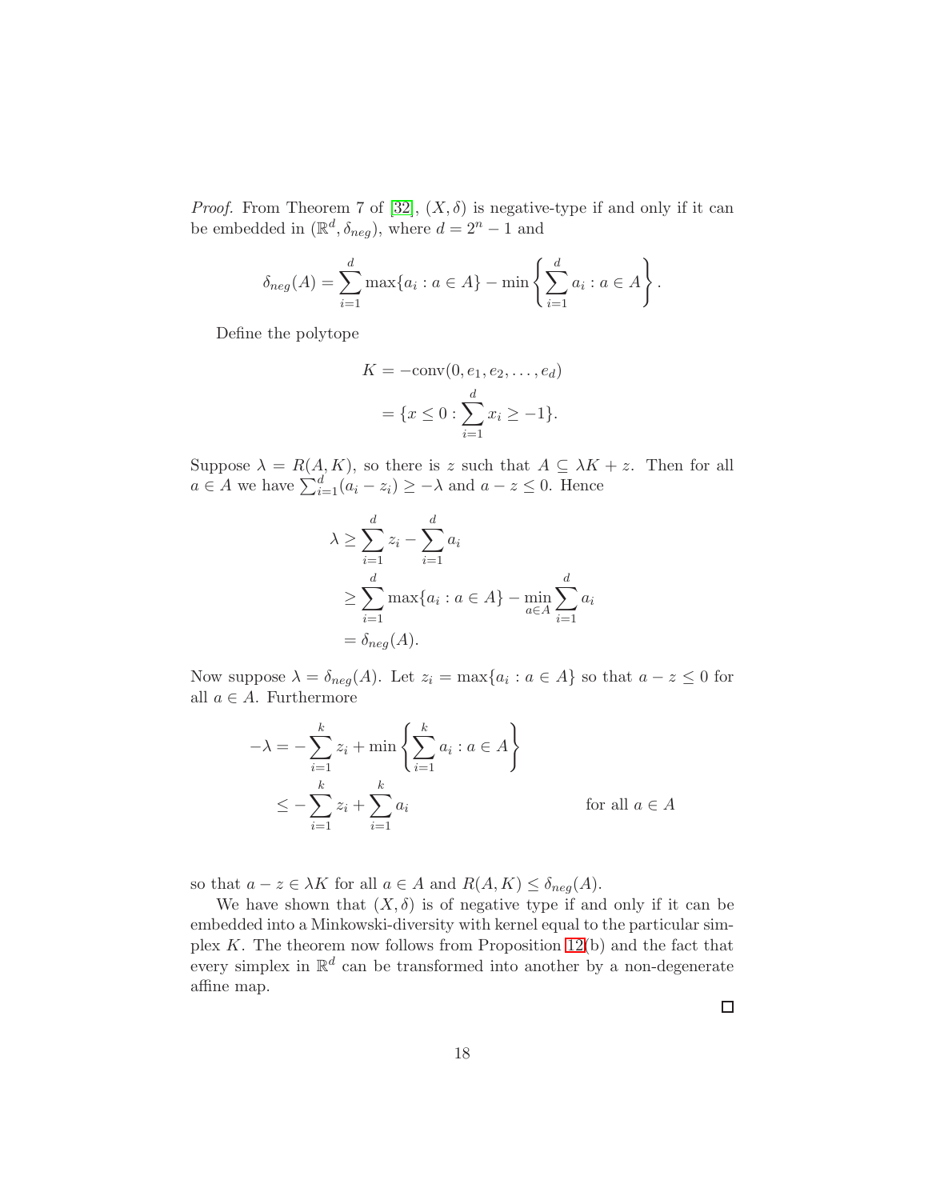*Proof.* From Theorem 7 of [32], $(X, \delta)$ is negative-type if and only if it can be embedded in $(\mathbb{R}^d, \delta_{neg})$, where $d = 2^n - 1$ and

$$\delta_{neg}(A) = \sum_{i=1}^{d} \max\{a_i : a \in A\} - \min\left\{\sum_{i=1}^{d} a_i : a \in A\right\}.$$

Define the polytope

$$\begin{aligned} K &= -\text{conv}(0, e_1, e_2, \ldots, e_d) \\ &= \{x \leq 0 : \sum_{i=1}^{d} x_i \geq -1\}. \end{aligned}$$

Suppose $\lambda = R(A, K)$, so there is $z$ such that $A \subseteq \lambda K + z$. Then for all $a \in A$ we have $\sum_{i=1}^{d}(a_i - z_i) \geq -\lambda$ and $a - z \leq 0$. Hence

$$\begin{aligned} \lambda &\geq \sum_{i=1}^{d} z_i - \sum_{i=1}^{d} a_i \\ &\geq \sum_{i=1}^{d} \max\{a_i : a \in A\} - \min_{a \in A} \sum_{i=1}^{d} a_i \\ &= \delta_{neg}(A). \end{aligned}$$

Now suppose $\lambda = \delta_{neg}(A)$. Let $z_i = \max\{a_i : a \in A\}$ so that $a - z \leq 0$ for all $a \in A$. Furthermore

$$\begin{aligned} -\lambda &= -\sum_{i=1}^{k} z_i + \min\left\{\sum_{i=1}^{k} a_i : a \in A\right\} \\ &\leq -\sum_{i=1}^{k} z_i + \sum_{i=1}^{k} a_i \qquad \text{for all } a \in A \end{aligned}$$

so that $a - z \in \lambda K$ for all $a \in A$ and $R(A, K) \leq \delta_{neg}(A)$.

We have shown that $(X, \delta)$ is of negative type if and only if it can be embedded into a Minkowski-diversity with kernel equal to the particular simplex $K$. The theorem now follows from Proposition 12(b) and the fact that every simplex in $\mathbb{R}^d$ can be transformed into another by a non-degenerate affine map.

□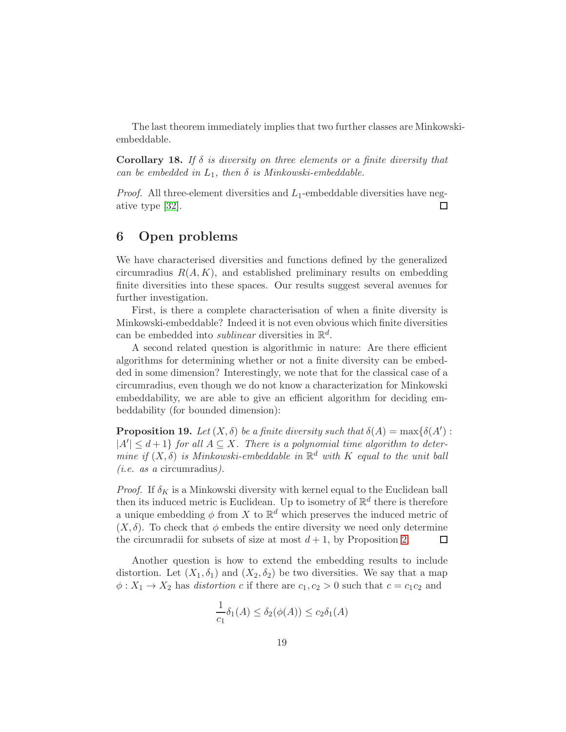The last theorem immediately implies that two further classes are Minkowski-embeddable.

**Corollary 18.** *If $\delta$ is diversity on three elements or a finite diversity that can be embedded in $L_1$, then $\delta$ is Minkowski-embeddable.*

*Proof.* All three-element diversities and $L_1$-embeddable diversities have negative type [32]. □

## 6 Open problems

We have characterised diversities and functions defined by the generalized circumradius $R(A, K)$, and established preliminary results on embedding finite diversities into these spaces. Our results suggest several avenues for further investigation.

First, is there a complete characterisation of when a finite diversity is Minkowski-embeddable? Indeed it is not even obvious which finite diversities can be embedded into *sublinear* diversities in $\mathbb{R}^d$.

A second related question is algorithmic in nature: Are there efficient algorithms for determining whether or not a finite diversity can be embedded in some dimension? Interestingly, we note that for the classical case of a circumradius, even though we do not know a characterization for Minkowski embeddability, we are able to give an efficient algorithm for deciding embeddability (for bounded dimension):

**Proposition 19.** *Let $(X, \delta)$ be a finite diversity such that $\delta(A) = \max\{\delta(A') : |A'| \leq d+1\}$ for all $A \subseteq X$. There is a polynomial time algorithm to determine if $(X, \delta)$ is Minkowski-embeddable in $\mathbb{R}^d$ with $K$ equal to the unit ball (i.e. as a* circumradius*).*

*Proof.* If $\delta_K$ is a Minkowski diversity with kernel equal to the Euclidean ball then its induced metric is Euclidean. Up to isometry of $\mathbb{R}^d$ there is therefore a unique embedding $\phi$ from $X$ to $\mathbb{R}^d$ which preserves the induced metric of $(X, \delta)$. To check that $\phi$ embeds the entire diversity we need only determine the circumradii for subsets of size at most $d+1$, by Proposition 2. □

Another question is how to extend the embedding results to include distortion. Let $(X_1, \delta_1)$ and $(X_2, \delta_2)$ be two diversities. We say that a map $\phi : X_1 \to X_2$ has *distortion* $c$ if there are $c_1, c_2 > 0$ such that $c = c_1 c_2$ and

$$\frac{1}{c_1}\delta_1(A) \leq \delta_2(\phi(A)) \leq c_2 \delta_1(A)$$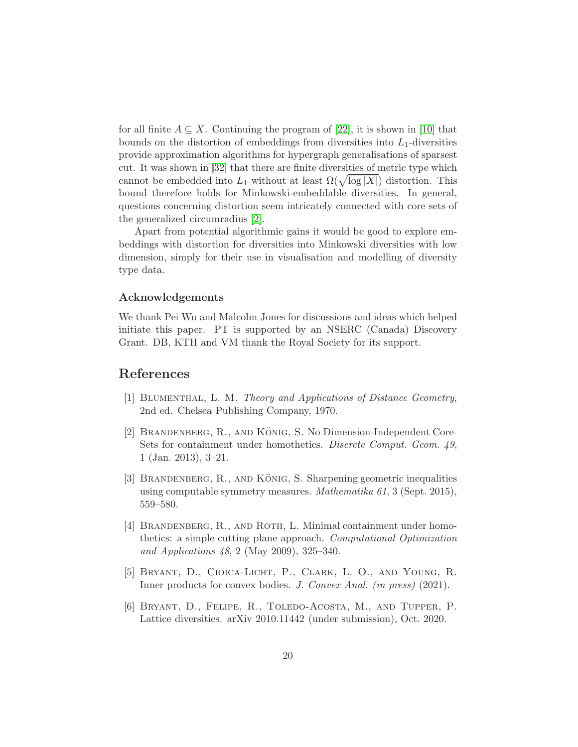for all finite $A \subseteq X$. Continuing the program of [22], it is shown in [10] that bounds on the distortion of embeddings from diversities into $L_1$-diversities provide approximation algorithms for hypergraph generalisations of sparsest cut. It was shown in [32] that there are finite diversities of metric type which cannot be embedded into $L_1$ without at least $\Omega(\sqrt{\log |X|})$ distortion. This bound therefore holds for Minkowski-embeddable diversities. In general, questions concerning distortion seem intricately connected with core sets of the generalized circumradius [2].

Apart from potential algorithmic gains it would be good to explore embeddings with distortion for diversities into Minkowski diversities with low dimension, simply for their use in visualisation and modelling of diversity type data.

### Acknowledgements

We thank Pei Wu and Malcolm Jones for discussions and ideas which helped initiate this paper. PT is supported by an NSERC (Canada) Discovery Grant. DB, KTH and VM thank the Royal Society for its support.

## References

[1] Blumenthal, L. M. *Theory and Applications of Distance Geometry*, 2nd ed. Chelsea Publishing Company, 1970.

[2] Brandenberg, R., and König, S. No Dimension-Independent Core-Sets for containment under homothetics. *Discrete Comput. Geom. 49*, 1 (Jan. 2013), 3–21.

[3] Brandenberg, R., and König, S. Sharpening geometric inequalities using computable symmetry measures. *Mathematika 61*, 3 (Sept. 2015), 559–580.

[4] Brandenberg, R., and Roth, L. Minimal containment under homothetics: a simple cutting plane approach. *Computational Optimization and Applications 48*, 2 (May 2009), 325–340.

[5] Bryant, D., Cioica-Licht, P., Clark, L. O., and Young, R. Inner products for convex bodies. *J. Convex Anal. (in press)* (2021).

[6] Bryant, D., Felipe, R., Toledo-Acosta, M., and Tupper, P. Lattice diversities. arXiv 2010.11442 (under submission), Oct. 2020.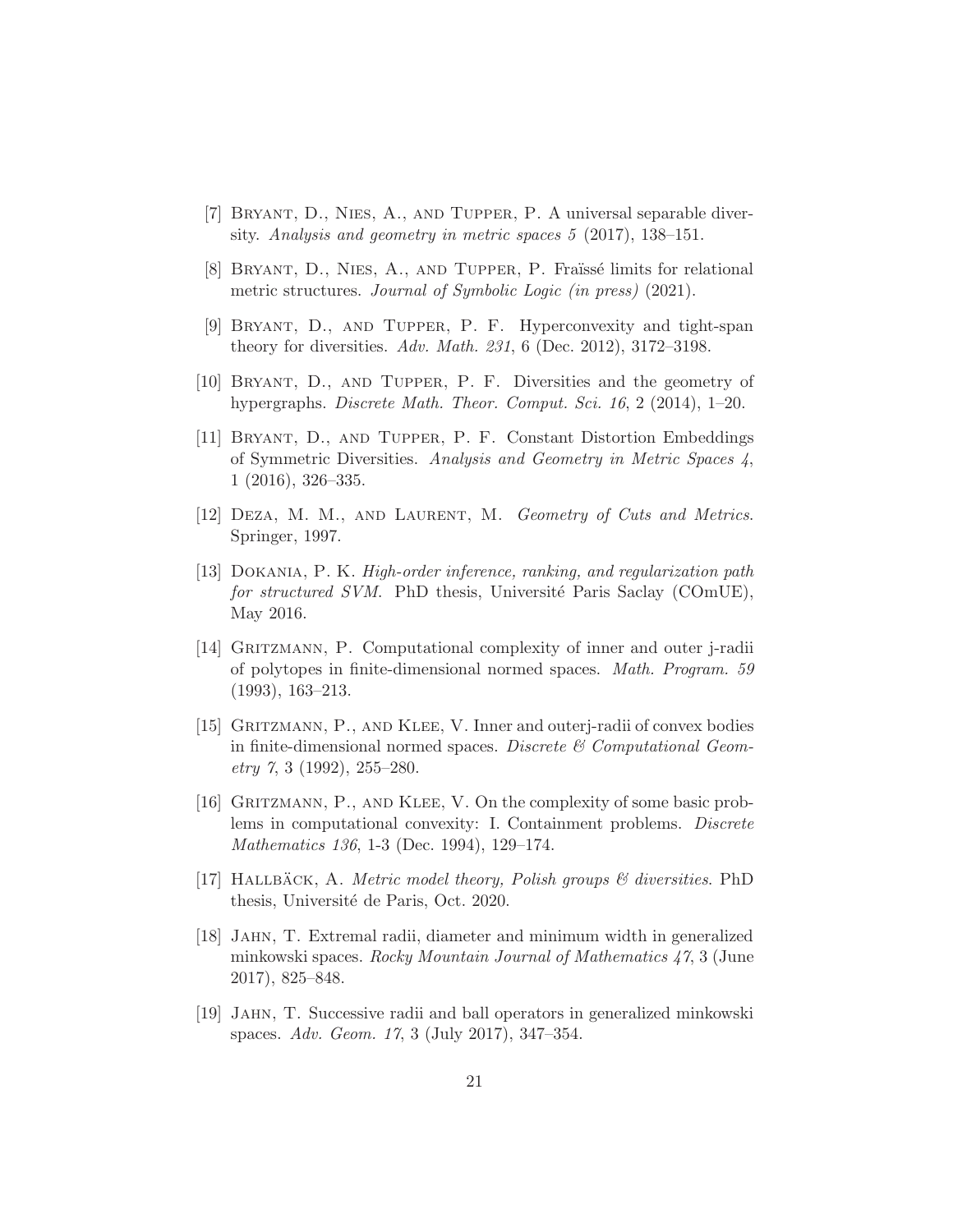[7] Bryant, D., Nies, A., and Tupper, P. A universal separable diversity. *Analysis and geometry in metric spaces 5* (2017), 138–151.

[8] Bryant, D., Nies, A., and Tupper, P. Fraïssé limits for relational metric structures. *Journal of Symbolic Logic (in press)* (2021).

[9] Bryant, D., and Tupper, P. F. Hyperconvexity and tight-span theory for diversities. *Adv. Math. 231*, 6 (Dec. 2012), 3172–3198.

[10] Bryant, D., and Tupper, P. F. Diversities and the geometry of hypergraphs. *Discrete Math. Theor. Comput. Sci. 16*, 2 (2014), 1–20.

[11] Bryant, D., and Tupper, P. F. Constant Distortion Embeddings of Symmetric Diversities. *Analysis and Geometry in Metric Spaces 4*, 1 (2016), 326–335.

[12] Deza, M. M., and Laurent, M. *Geometry of Cuts and Metrics*. Springer, 1997.

[13] Dokania, P. K. *High-order inference, ranking, and regularization path for structured SVM*. PhD thesis, Université Paris Saclay (COmUE), May 2016.

[14] Gritzmann, P. Computational complexity of inner and outer j-radii of polytopes in finite-dimensional normed spaces. *Math. Program. 59* (1993), 163–213.

[15] Gritzmann, P., and Klee, V. Inner and outerj-radii of convex bodies in finite-dimensional normed spaces. *Discrete & Computational Geometry 7*, 3 (1992), 255–280.

[16] Gritzmann, P., and Klee, V. On the complexity of some basic problems in computational convexity: I. Containment problems. *Discrete Mathematics 136*, 1-3 (Dec. 1994), 129–174.

[17] Hallbäck, A. *Metric model theory, Polish groups & diversities*. PhD thesis, Université de Paris, Oct. 2020.

[18] Jahn, T. Extremal radii, diameter and minimum width in generalized minkowski spaces. *Rocky Mountain Journal of Mathematics 47*, 3 (June 2017), 825–848.

[19] Jahn, T. Successive radii and ball operators in generalized minkowski spaces. *Adv. Geom. 17*, 3 (July 2017), 347–354.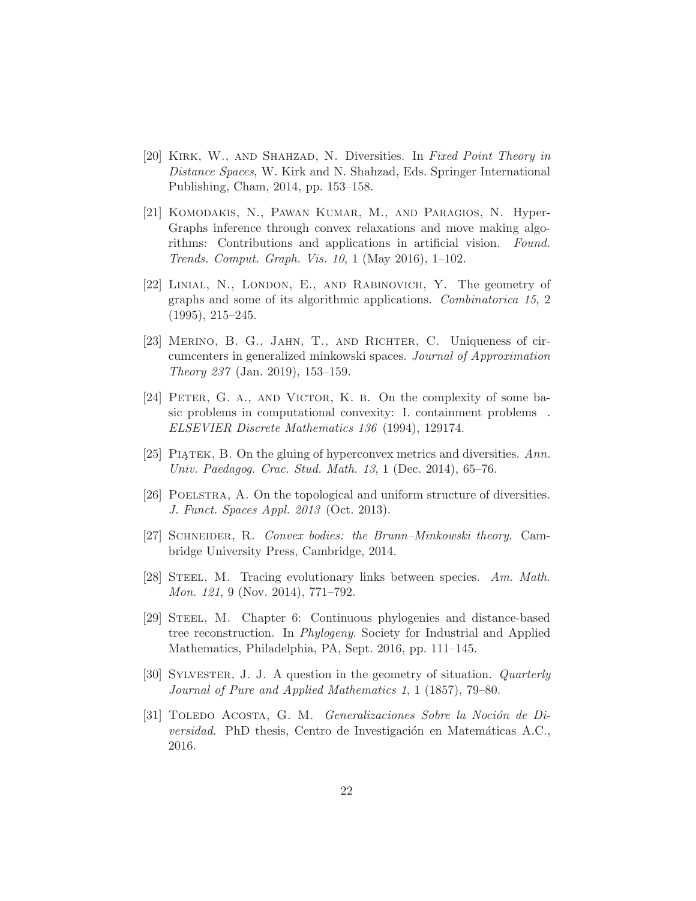[20] Kirk, W., and Shahzad, N. Diversities. In *Fixed Point Theory in Distance Spaces*, W. Kirk and N. Shahzad, Eds. Springer International Publishing, Cham, 2014, pp. 153–158.

[21] Komodakis, N., Pawan Kumar, M., and Paragios, N. Hyper-Graphs inference through convex relaxations and move making algorithms: Contributions and applications in artificial vision. *Found. Trends. Comput. Graph. Vis. 10*, 1 (May 2016), 1–102.

[22] Linial, N., London, E., and Rabinovich, Y. The geometry of graphs and some of its algorithmic applications. *Combinatorica 15*, 2 (1995), 215–245.

[23] Merino, B. G., Jahn, T., and Richter, C. Uniqueness of circumcenters in generalized minkowski spaces. *Journal of Approximation Theory 237* (Jan. 2019), 153–159.

[24] Peter, G. a., and Victor, K. b. On the complexity of some basic problems in computational convexity: I. containment problems . *ELSEVIER Discrete Mathematics 136* (1994), 129174.

[25] Piątek, B. On the gluing of hyperconvex metrics and diversities. *Ann. Univ. Paedagog. Crac. Stud. Math. 13*, 1 (Dec. 2014), 65–76.

[26] Poelstra, A. On the topological and uniform structure of diversities. *J. Funct. Spaces Appl. 2013* (Oct. 2013).

[27] Schneider, R. *Convex bodies: the Brunn–Minkowski theory*. Cambridge University Press, Cambridge, 2014.

[28] Steel, M. Tracing evolutionary links between species. *Am. Math. Mon. 121*, 9 (Nov. 2014), 771–792.

[29] Steel, M. Chapter 6: Continuous phylogenies and distance-based tree reconstruction. In *Phylogeny*. Society for Industrial and Applied Mathematics, Philadelphia, PA, Sept. 2016, pp. 111–145.

[30] Sylvester, J. J. A question in the geometry of situation. *Quarterly Journal of Pure and Applied Mathematics 1*, 1 (1857), 79–80.

[31] Toledo Acosta, G. M. *Generalizaciones Sobre la Noción de Diversidad*. PhD thesis, Centro de Investigación en Matemáticas A.C., 2016.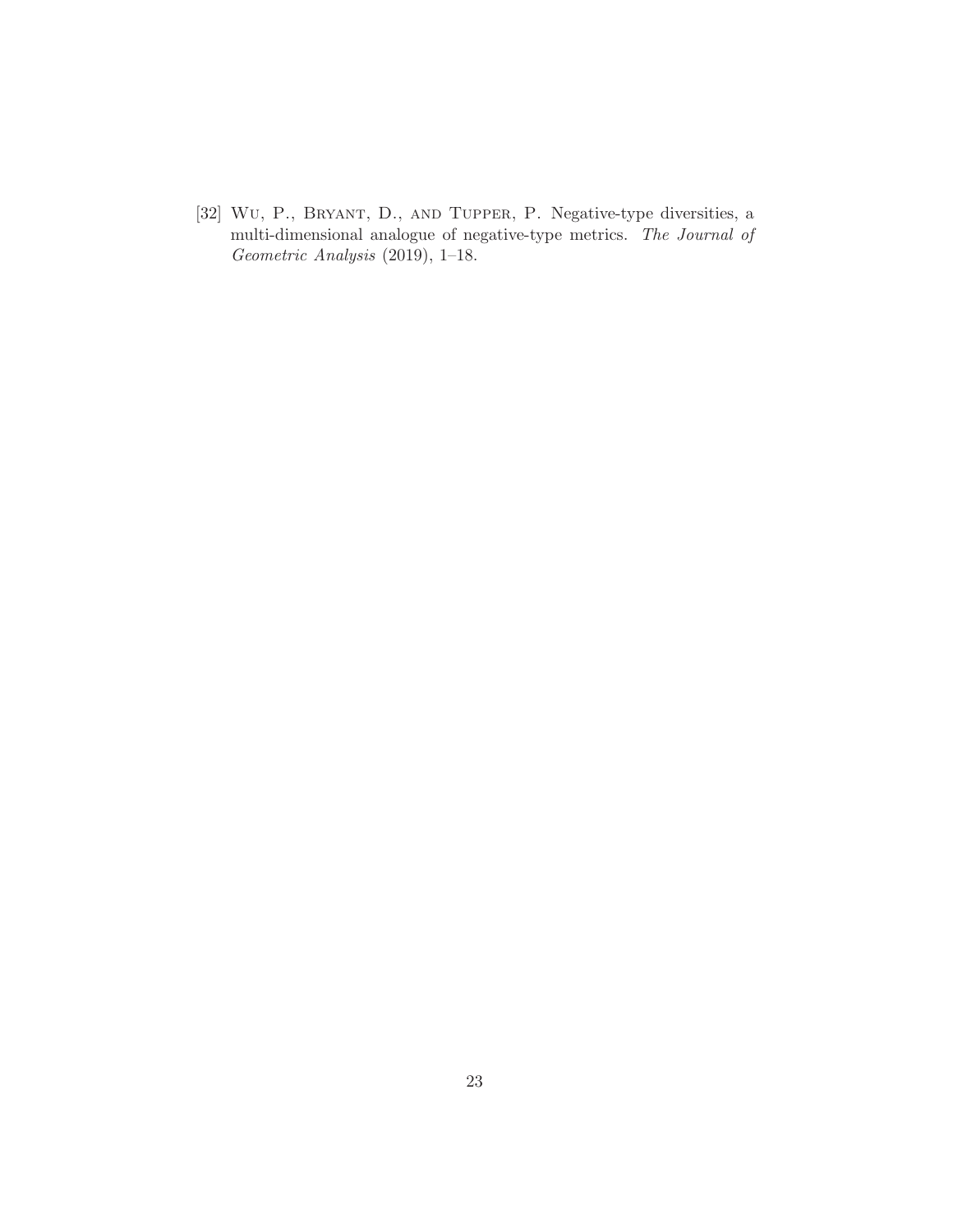[32] Wu, P., Bryant, D., and Tupper, P. Negative-type diversities, a multi-dimensional analogue of negative-type metrics. *The Journal of Geometric Analysis* (2019), 1–18.